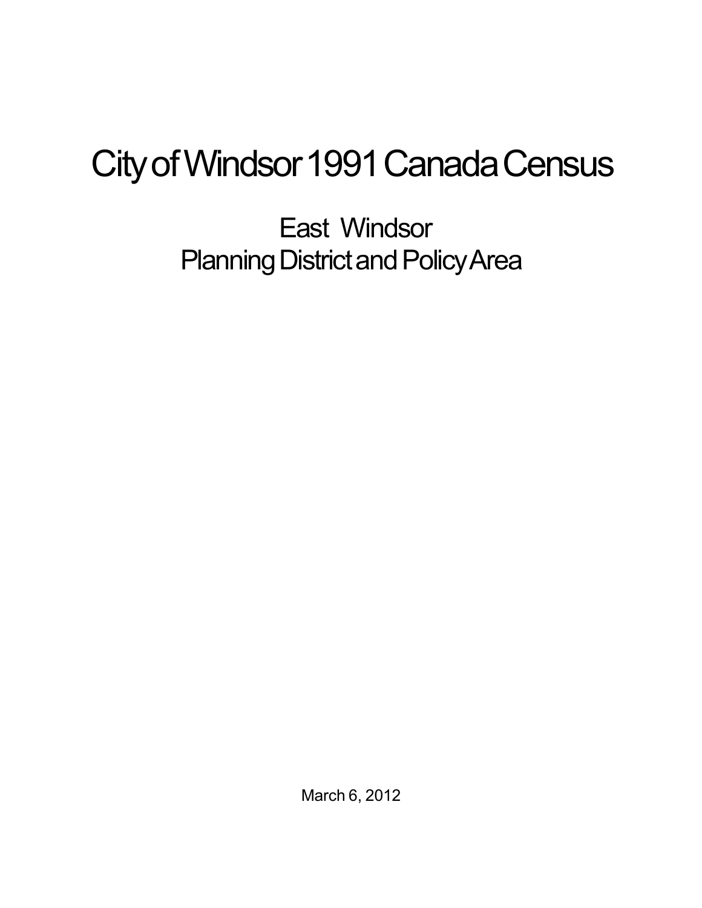# City of Windsor 1991 Canada Census

## East Windsor
## Planning District and Policy Area

March 6, 2012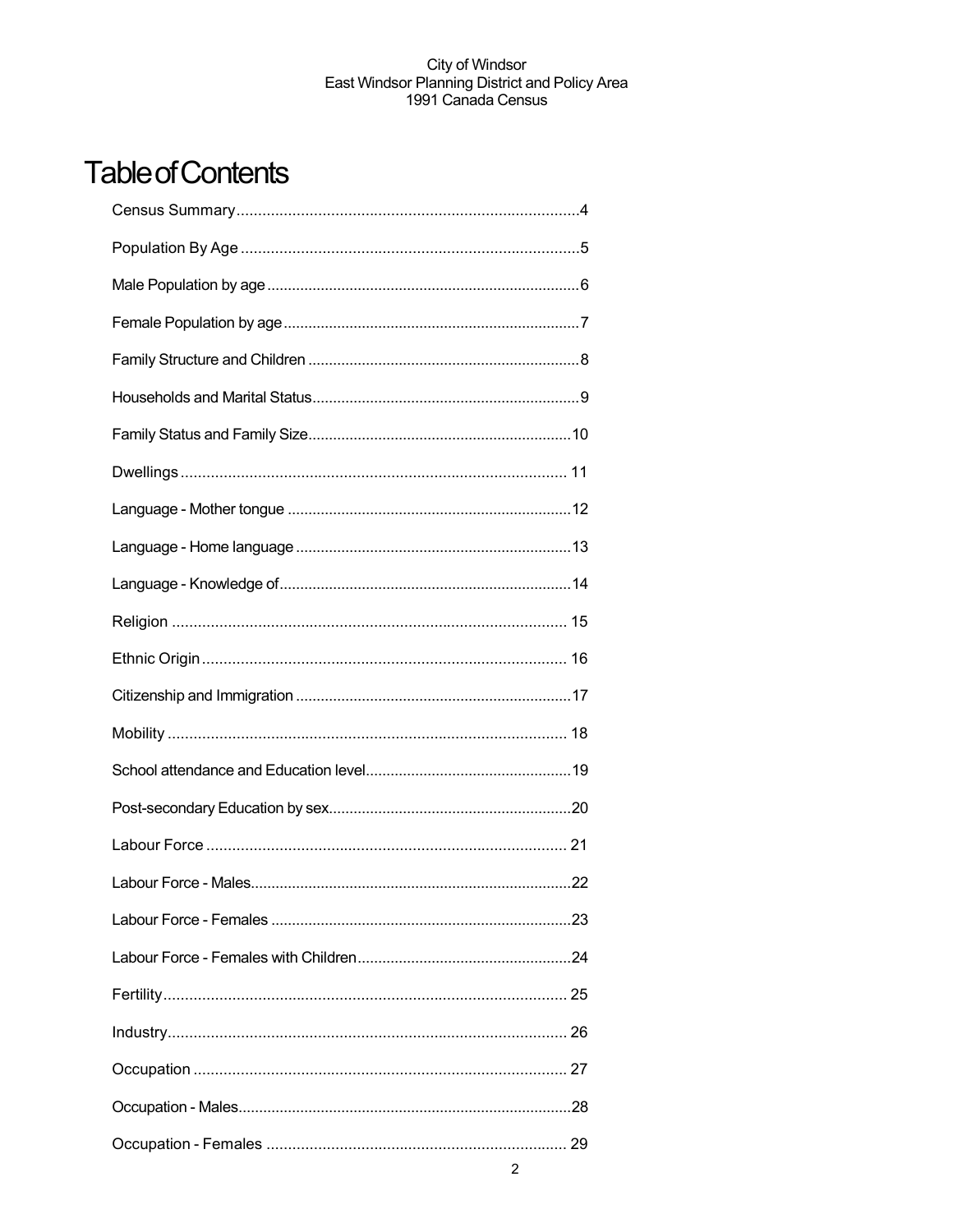# Table of Contents

Census Summary....................................................................................4

Population By Age ...............................................................................5

Male Population by age ..........................................................................6

Female Population by age .......................................................................7

Family Structure and Children .................................................................8

Households and Marital Status.................................................................9

Family Status and Family Size.................................................................10

Dwellings ............................................................................................ 11

Language - Mother tongue .....................................................................12

Language - Home language ...................................................................13

Language - Knowledge of.......................................................................14

Religion .............................................................................................. 15

Ethnic Origin ....................................................................................... 16

Citizenship and Immigration ..................................................................17

Mobility .............................................................................................. 18

School attendance and Education level..................................................19

Post-secondary Education by sex...........................................................20

Labour Force ...................................................................................... 21

Labour Force - Males.............................................................................22

Labour Force - Females .........................................................................23

Labour Force - Females with Children....................................................24

Fertility................................................................................................ 25

Industry............................................................................................... 26

Occupation ......................................................................................... 27

Occupation - Males................................................................................28

Occupation - Females ........................................................................... 29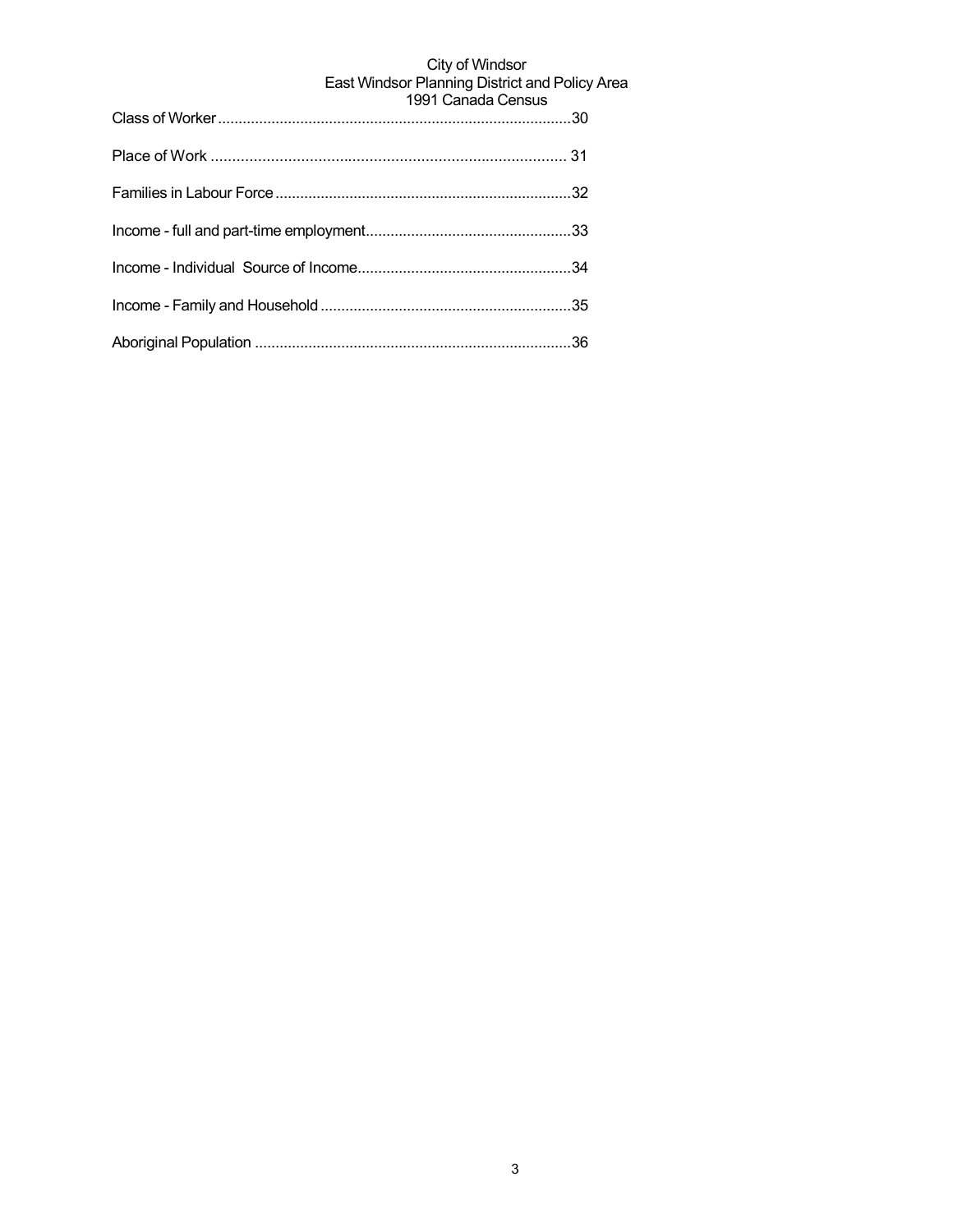Class of Worker......................................................................................30

Place of Work .................................................................................... 31

Families in Labour Force.......................................................................32

Income - full and part-time employment.................................................33

Income - Individual Source of Income....................................................34

Income - Family and Household .............................................................35

Aboriginal Population ............................................................................36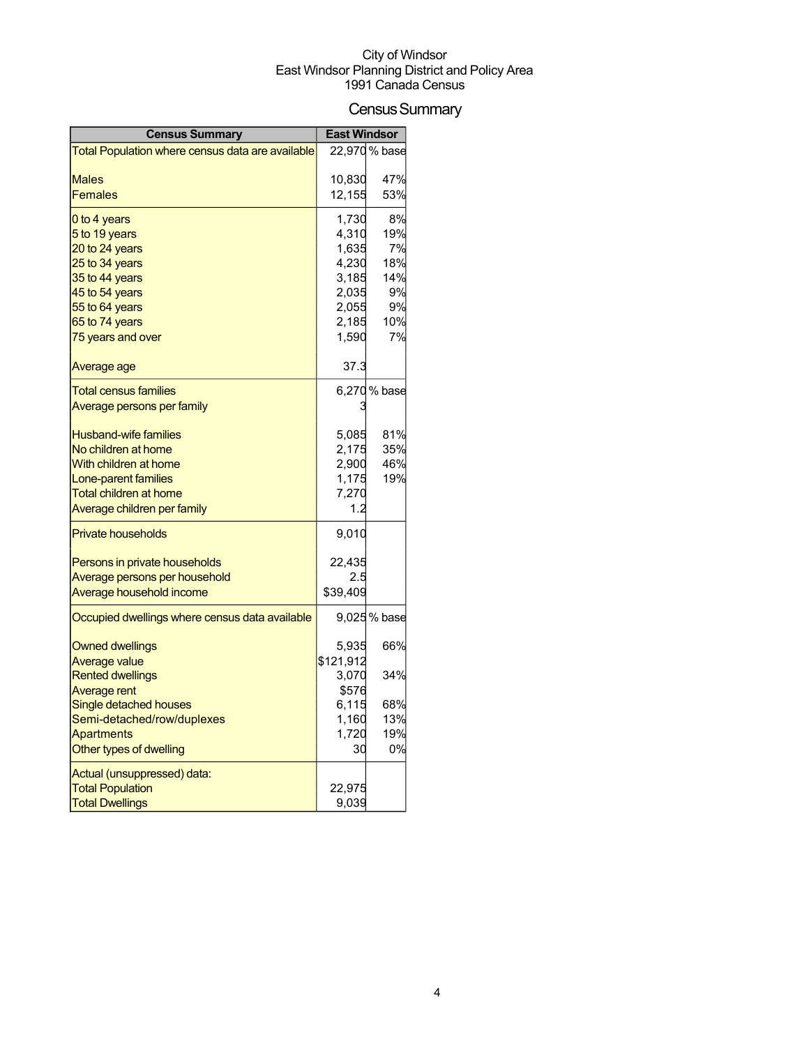City of Windsor
East Windsor Planning District and Policy Area
1991 Canada Census

# Census Summary

| Census Summary | East Windsor | |
|---|---|---|
| Total Population where census data are available | 22,970 | % base |
| Males | 10,830 | 47% |
| Females | 12,155 | 53% |
| 0 to 4 years | 1,730 | 8% |
| 5 to 19 years | 4,310 | 19% |
| 20 to 24 years | 1,635 | 7% |
| 25 to 34 years | 4,230 | 18% |
| 35 to 44 years | 3,185 | 14% |
| 45 to 54 years | 2,035 | 9% |
| 55 to 64 years | 2,055 | 9% |
| 65 to 74 years | 2,185 | 10% |
| 75 years and over | 1,590 | 7% |
| Average age | 37.3 | |
| Total census families | 6,270 | % base |
| Average persons per family | 3 | |
| Husband-wife families | 5,085 | 81% |
| No children at home | 2,175 | 35% |
| With children at home | 2,900 | 46% |
| Lone-parent families | 1,175 | 19% |
| Total children at home | 7,270 | |
| Average children per family | 1.2 | |
| Private households | 9,010 | |
| Persons in private households | 22,435 | |
| Average persons per household | 2.5 | |
| Average household income | $39,409 | |
| Occupied dwellings where census data available | 9,025 | % base |
| Owned dwellings | 5,935 | 66% |
| Average value | $121,912 | |
| Rented dwellings | 3,070 | 34% |
| Average rent | $576 | |
| Single detached houses | 6,115 | 68% |
| Semi-detached/row/duplexes | 1,160 | 13% |
| Apartments | 1,720 | 19% |
| Other types of dwelling | 30 | 0% |
| Actual (unsuppressed) data: | | |
| Total Population | 22,975 | |
| Total Dwellings | 9,039 | |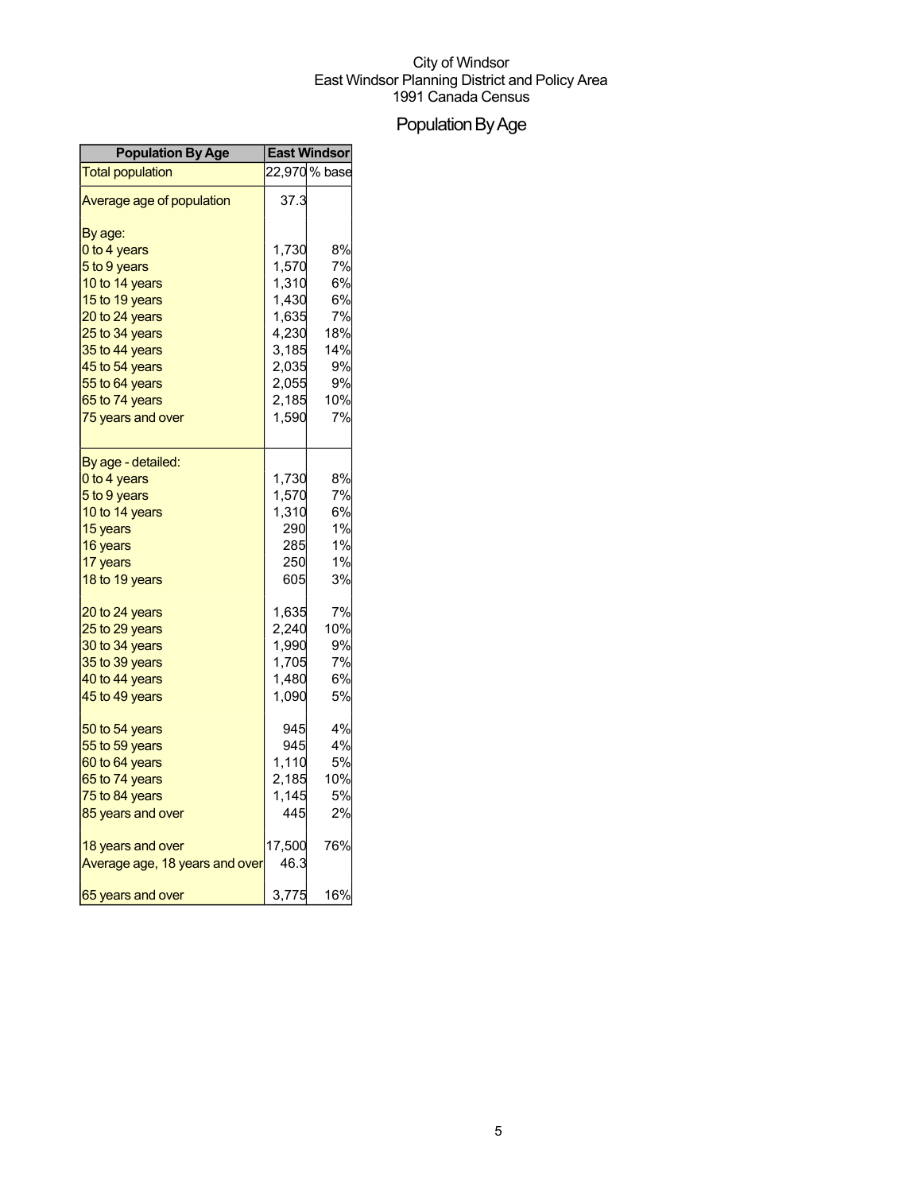City of Windsor
East Windsor Planning District and Policy Area
1991 Canada Census

# Population By Age

| Population By Age | East Windsor | |
|---|---|---|
| Total population | 22,970 | % base |
| Average age of population | 37.3 | |
| By age: | | |
| 0 to 4 years | 1,730 | 8% |
| 5 to 9 years | 1,570 | 7% |
| 10 to 14 years | 1,310 | 6% |
| 15 to 19 years | 1,430 | 6% |
| 20 to 24 years | 1,635 | 7% |
| 25 to 34 years | 4,230 | 18% |
| 35 to 44 years | 3,185 | 14% |
| 45 to 54 years | 2,035 | 9% |
| 55 to 64 years | 2,055 | 9% |
| 65 to 74 years | 2,185 | 10% |
| 75 years and over | 1,590 | 7% |
| By age - detailed: | | |
| 0 to 4 years | 1,730 | 8% |
| 5 to 9 years | 1,570 | 7% |
| 10 to 14 years | 1,310 | 6% |
| 15 years | 290 | 1% |
| 16 years | 285 | 1% |
| 17 years | 250 | 1% |
| 18 to 19 years | 605 | 3% |
| 20 to 24 years | 1,635 | 7% |
| 25 to 29 years | 2,240 | 10% |
| 30 to 34 years | 1,990 | 9% |
| 35 to 39 years | 1,705 | 7% |
| 40 to 44 years | 1,480 | 6% |
| 45 to 49 years | 1,090 | 5% |
| 50 to 54 years | 945 | 4% |
| 55 to 59 years | 945 | 4% |
| 60 to 64 years | 1,110 | 5% |
| 65 to 74 years | 2,185 | 10% |
| 75 to 84 years | 1,145 | 5% |
| 85 years and over | 445 | 2% |
| 18 years and over | 17,500 | 76% |
| Average age, 18 years and over | 46.3 | |
| 65 years and over | 3,775 | 16% |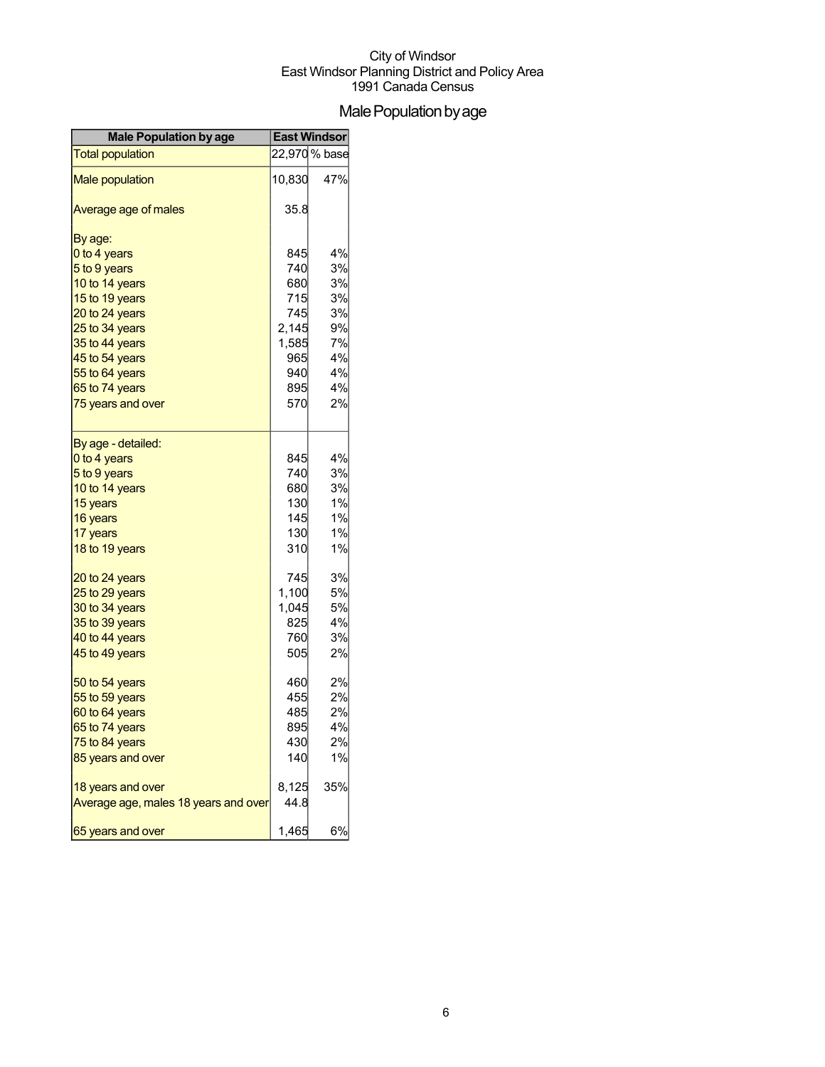City of Windsor
East Windsor Planning District and Policy Area
1991 Canada Census

# Male Population by age

| Male Population by age | East Windsor | |
|---|---|---|
| Total population | 22,970 | % base |
| Male population | 10,830 | 47% |
| Average age of males | 35.8 | |
| By age: | | |
| 0 to 4 years | 845 | 4% |
| 5 to 9 years | 740 | 3% |
| 10 to 14 years | 680 | 3% |
| 15 to 19 years | 715 | 3% |
| 20 to 24 years | 745 | 3% |
| 25 to 34 years | 2,145 | 9% |
| 35 to 44 years | 1,585 | 7% |
| 45 to 54 years | 965 | 4% |
| 55 to 64 years | 940 | 4% |
| 65 to 74 years | 895 | 4% |
| 75 years and over | 570 | 2% |
| By age - detailed: | | |
| 0 to 4 years | 845 | 4% |
| 5 to 9 years | 740 | 3% |
| 10 to 14 years | 680 | 3% |
| 15 years | 130 | 1% |
| 16 years | 145 | 1% |
| 17 years | 130 | 1% |
| 18 to 19 years | 310 | 1% |
| 20 to 24 years | 745 | 3% |
| 25 to 29 years | 1,100 | 5% |
| 30 to 34 years | 1,045 | 5% |
| 35 to 39 years | 825 | 4% |
| 40 to 44 years | 760 | 3% |
| 45 to 49 years | 505 | 2% |
| 50 to 54 years | 460 | 2% |
| 55 to 59 years | 455 | 2% |
| 60 to 64 years | 485 | 2% |
| 65 to 74 years | 895 | 4% |
| 75 to 84 years | 430 | 2% |
| 85 years and over | 140 | 1% |
| 18 years and over | 8,125 | 35% |
| Average age, males 18 years and over | 44.8 | |
| 65 years and over | 1,465 | 6% |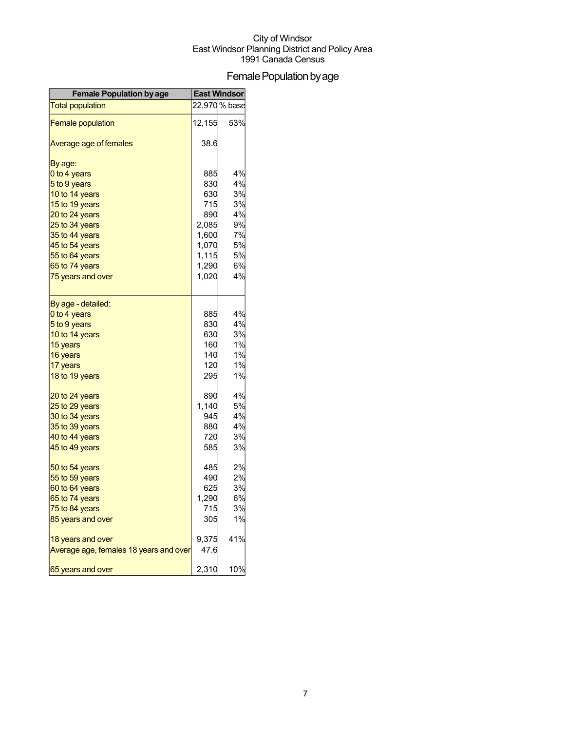City of Windsor
East Windsor Planning District and Policy Area
1991 Canada Census

# Female Population by age

| Female Population by age | East Windsor | |
|---|---|---|
| Total population | 22,970 | % base |
| Female population | 12,155 | 53% |
| Average age of females | 38.6 | |
| By age: | | |
| 0 to 4 years | 885 | 4% |
| 5 to 9 years | 830 | 4% |
| 10 to 14 years | 630 | 3% |
| 15 to 19 years | 715 | 3% |
| 20 to 24 years | 890 | 4% |
| 25 to 34 years | 2,085 | 9% |
| 35 to 44 years | 1,600 | 7% |
| 45 to 54 years | 1,070 | 5% |
| 55 to 64 years | 1,115 | 5% |
| 65 to 74 years | 1,290 | 6% |
| 75 years and over | 1,020 | 4% |
| By age - detailed: | | |
| 0 to 4 years | 885 | 4% |
| 5 to 9 years | 830 | 4% |
| 10 to 14 years | 630 | 3% |
| 15 years | 160 | 1% |
| 16 years | 140 | 1% |
| 17 years | 120 | 1% |
| 18 to 19 years | 295 | 1% |
| 20 to 24 years | 890 | 4% |
| 25 to 29 years | 1,140 | 5% |
| 30 to 34 years | 945 | 4% |
| 35 to 39 years | 880 | 4% |
| 40 to 44 years | 720 | 3% |
| 45 to 49 years | 585 | 3% |
| 50 to 54 years | 485 | 2% |
| 55 to 59 years | 490 | 2% |
| 60 to 64 years | 625 | 3% |
| 65 to 74 years | 1,290 | 6% |
| 75 to 84 years | 715 | 3% |
| 85 years and over | 305 | 1% |
| 18 years and over | 9,375 | 41% |
| Average age, females 18 years and over | 47.6 | |
| 65 years and over | 2,310 | 10% |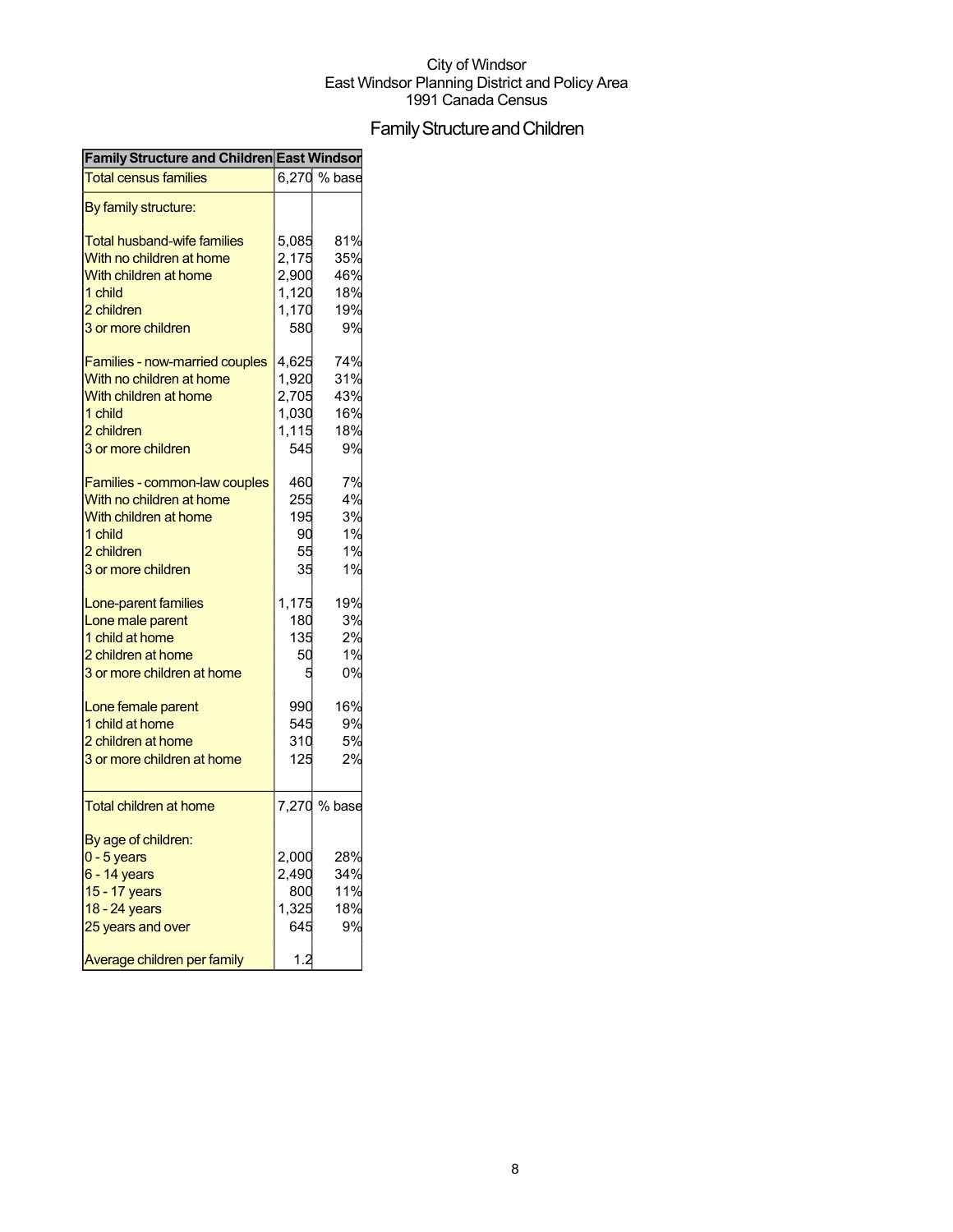City of Windsor
East Windsor Planning District and Policy Area
1991 Canada Census

# Family Structure and Children

| Family Structure and Children | East Windsor | |
|---|---|---|
| Total census families | 6,270 | % base |
| By family structure: | | |
| Total husband-wife families | 5,085 | 81% |
| With no children at home | 2,175 | 35% |
| With children at home | 2,900 | 46% |
| 1 child | 1,120 | 18% |
| 2 children | 1,170 | 19% |
| 3 or more children | 580 | 9% |
| Families - now-married couples | 4,625 | 74% |
| With no children at home | 1,920 | 31% |
| With children at home | 2,705 | 43% |
| 1 child | 1,030 | 16% |
| 2 children | 1,115 | 18% |
| 3 or more children | 545 | 9% |
| Families - common-law couples | 460 | 7% |
| With no children at home | 255 | 4% |
| With children at home | 195 | 3% |
| 1 child | 90 | 1% |
| 2 children | 55 | 1% |
| 3 or more children | 35 | 1% |
| Lone-parent families | 1,175 | 19% |
| Lone male parent | 180 | 3% |
| 1 child at home | 135 | 2% |
| 2 children at home | 50 | 1% |
| 3 or more children at home | 5 | 0% |
| Lone female parent | 990 | 16% |
| 1 child at home | 545 | 9% |
| 2 children at home | 310 | 5% |
| 3 or more children at home | 125 | 2% |
| Total children at home | 7,270 | % base |
| By age of children: | | |
| 0 - 5 years | 2,000 | 28% |
| 6 - 14 years | 2,490 | 34% |
| 15 - 17 years | 800 | 11% |
| 18 - 24 years | 1,325 | 18% |
| 25 years and over | 645 | 9% |
| Average children per family | 1.2 | |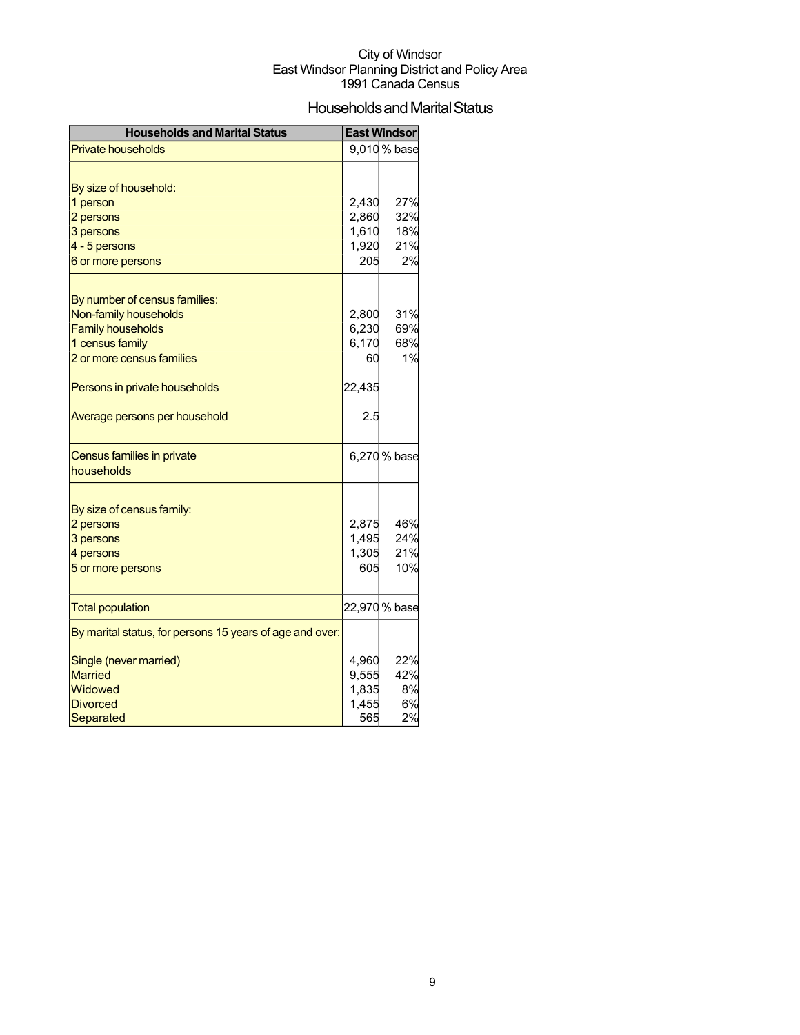City of Windsor
East Windsor Planning District and Policy Area
1991 Canada Census

# Households and Marital Status

| Households and Marital Status | East Windsor | |
|---|---|---|
| Private households | 9,010 | % base |
| | | |
| By size of household: | | |
| 1 person | 2,430 | 27% |
| 2 persons | 2,860 | 32% |
| 3 persons | 1,610 | 18% |
| 4 - 5 persons | 1,920 | 21% |
| 6 or more persons | 205 | 2% |
| | | |
| By number of census families: | | |
| Non-family households | 2,800 | 31% |
| Family households | 6,230 | 69% |
| 1 census family | 6,170 | 68% |
| 2 or more census families | 60 | 1% |
| | | |
| Persons in private households | 22,435 | |
| | | |
| Average persons per household | 2.5 | |
| | | |
| Census families in private households | 6,270 | % base |
| | | |
| By size of census family: | | |
| 2 persons | 2,875 | 46% |
| 3 persons | 1,495 | 24% |
| 4 persons | 1,305 | 21% |
| 5 or more persons | 605 | 10% |
| | | |
| Total population | 22,970 | % base |
| By marital status, for persons 15 years of age and over: | | |
| | | |
| Single (never married) | 4,960 | 22% |
| Married | 9,555 | 42% |
| Widowed | 1,835 | 8% |
| Divorced | 1,455 | 6% |
| Separated | 565 | 2% |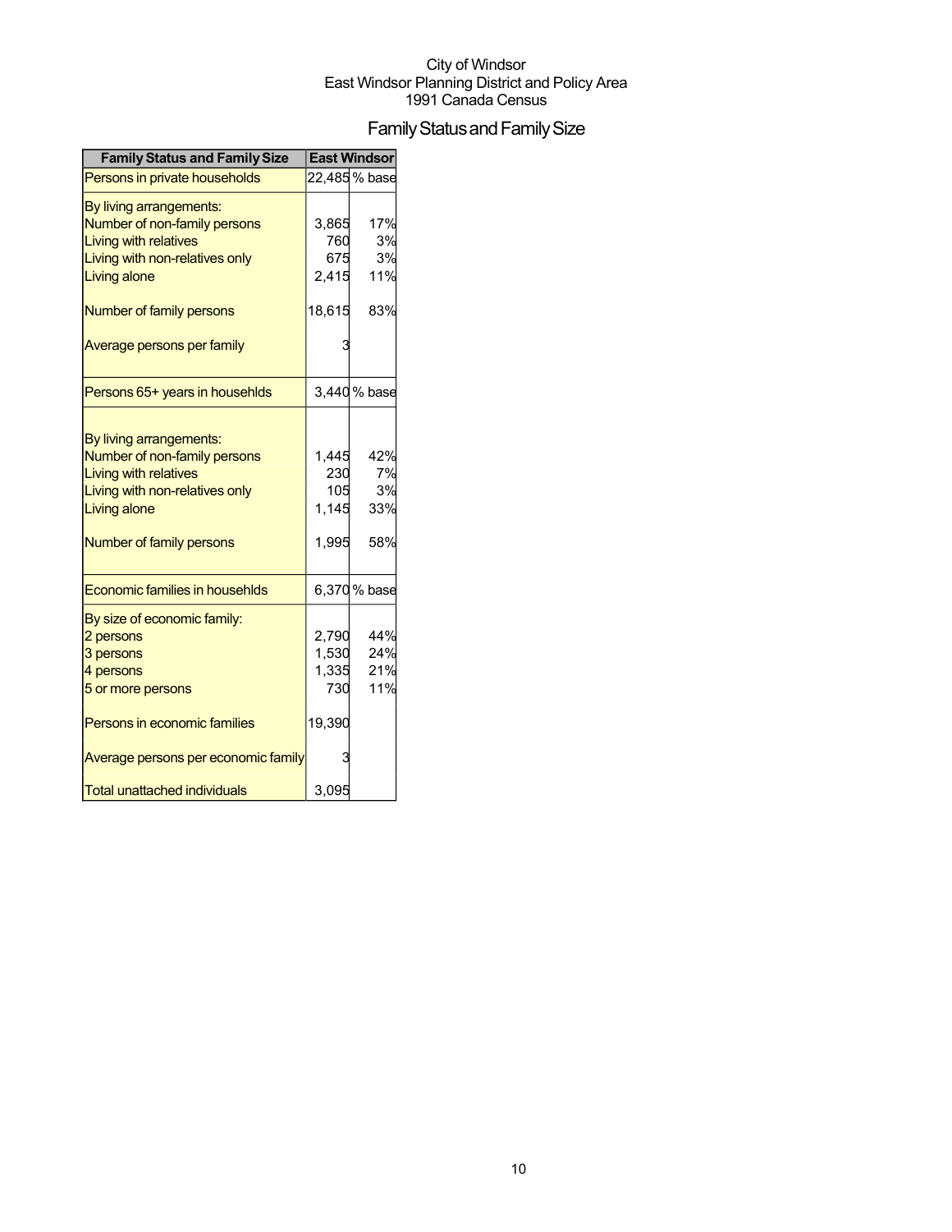City of Windsor
East Windsor Planning District and Policy Area
1991 Canada Census

# Family Status and Family Size

| Family Status and Family Size | East Windsor | |
|---|---|---|
| Persons in private households | 22,485 | % base |
| By living arrangements: | | |
| Number of non-family persons | 3,865 | 17% |
| Living with relatives | 760 | 3% |
| Living with non-relatives only | 675 | 3% |
| Living alone | 2,415 | 11% |
| Number of family persons | 18,615 | 83% |
| Average persons per family | 3 | |
| Persons 65+ years in househlds | 3,440 | % base |
| By living arrangements: | | |
| Number of non-family persons | 1,445 | 42% |
| Living with relatives | 230 | 7% |
| Living with non-relatives only | 105 | 3% |
| Living alone | 1,145 | 33% |
| Number of family persons | 1,995 | 58% |
| Economic families in househlds | 6,370 | % base |
| By size of economic family: | | |
| 2 persons | 2,790 | 44% |
| 3 persons | 1,530 | 24% |
| 4 persons | 1,335 | 21% |
| 5 or more persons | 730 | 11% |
| Persons in economic families | 19,390 | |
| Average persons per economic family | 3 | |
| Total unattached individuals | 3,095 | |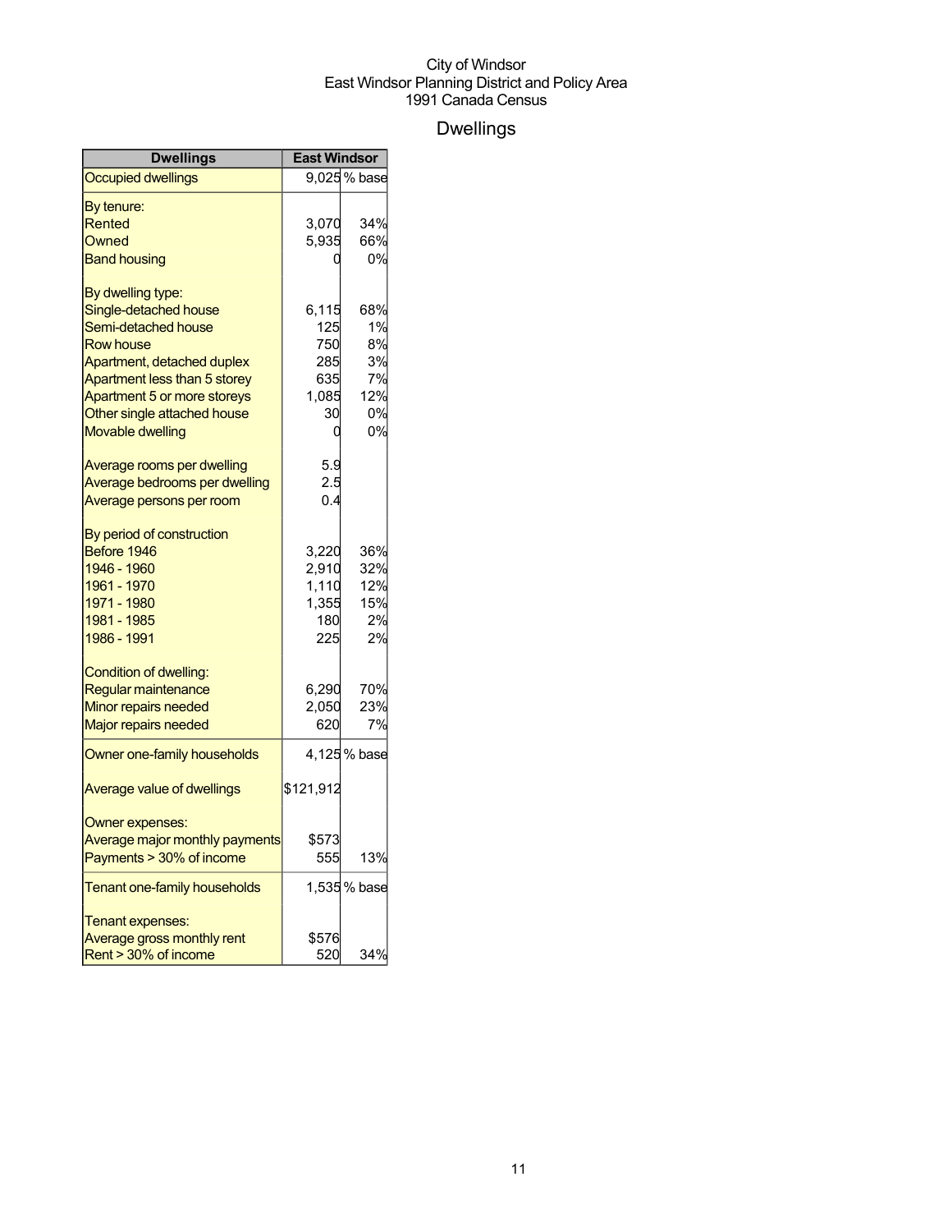City of Windsor
East Windsor Planning District and Policy Area
1991 Canada Census

# Dwellings

| Dwellings | East Windsor | |
|---|---|---|
| Occupied dwellings | 9,025 | % base |
| By tenure: | | |
| Rented | 3,070 | 34% |
| Owned | 5,935 | 66% |
| Band housing | 0 | 0% |
| By dwelling type: | | |
| Single-detached house | 6,115 | 68% |
| Semi-detached house | 125 | 1% |
| Row house | 750 | 8% |
| Apartment, detached duplex | 285 | 3% |
| Apartment less than 5 storey | 635 | 7% |
| Apartment 5 or more storeys | 1,085 | 12% |
| Other single attached house | 30 | 0% |
| Movable dwelling | 0 | 0% |
| Average rooms per dwelling | 5.9 | |
| Average bedrooms per dwelling | 2.5 | |
| Average persons per room | 0.4 | |
| By period of construction | | |
| Before 1946 | 3,220 | 36% |
| 1946 - 1960 | 2,910 | 32% |
| 1961 - 1970 | 1,110 | 12% |
| 1971 - 1980 | 1,355 | 15% |
| 1981 - 1985 | 180 | 2% |
| 1986 - 1991 | 225 | 2% |
| Condition of dwelling: | | |
| Regular maintenance | 6,290 | 70% |
| Minor repairs needed | 2,050 | 23% |
| Major repairs needed | 620 | 7% |
| Owner one-family households | 4,125 | % base |
| Average value of dwellings | $121,912 | |
| Owner expenses: | | |
| Average major monthly payments | $573 | |
| Payments > 30% of income | 555 | 13% |
| Tenant one-family households | 1,535 | % base |
| Tenant expenses: | | |
| Average gross monthly rent | $576 | |
| Rent > 30% of income | 520 | 34% |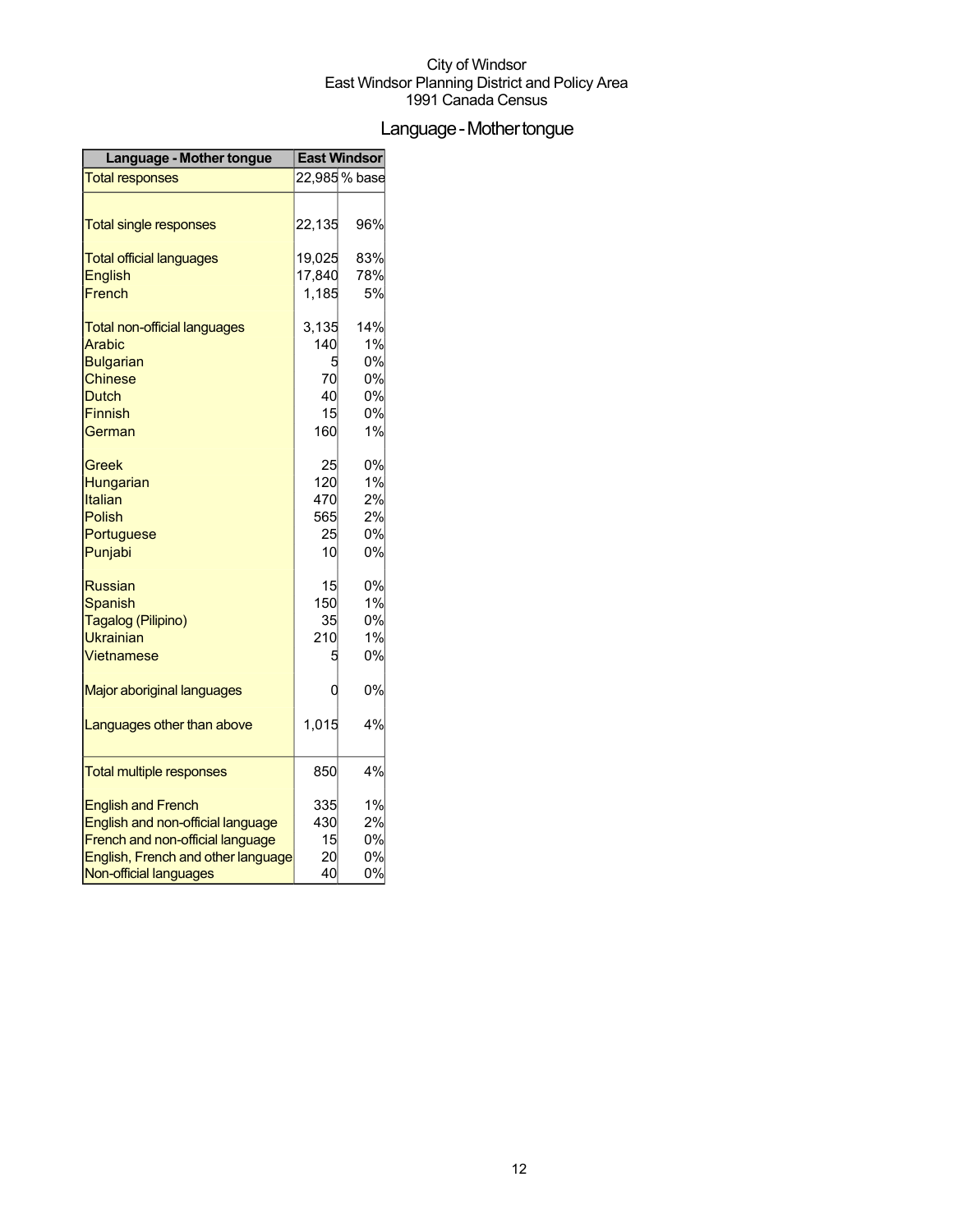City of Windsor
East Windsor Planning District and Policy Area
1991 Canada Census

# Language - Mother tongue

| Language - Mother tongue | East Windsor | |
|---|---|---|
| Total responses | 22,985 | % base |
| Total single responses | 22,135 | 96% |
| Total official languages | 19,025 | 83% |
| English | 17,840 | 78% |
| French | 1,185 | 5% |
| Total non-official languages | 3,135 | 14% |
| Arabic | 140 | 1% |
| Bulgarian | 5 | 0% |
| Chinese | 70 | 0% |
| Dutch | 40 | 0% |
| Finnish | 15 | 0% |
| German | 160 | 1% |
| Greek | 25 | 0% |
| Hungarian | 120 | 1% |
| Italian | 470 | 2% |
| Polish | 565 | 2% |
| Portuguese | 25 | 0% |
| Punjabi | 10 | 0% |
| Russian | 15 | 0% |
| Spanish | 150 | 1% |
| Tagalog (Pilipino) | 35 | 0% |
| Ukrainian | 210 | 1% |
| Vietnamese | 5 | 0% |
| Major aboriginal languages | 0 | 0% |
| Languages other than above | 1,015 | 4% |
| Total multiple responses | 850 | 4% |
| English and French | 335 | 1% |
| English and non-official language | 430 | 2% |
| French and non-official language | 15 | 0% |
| English, French and other language | 20 | 0% |
| Non-official languages | 40 | 0% |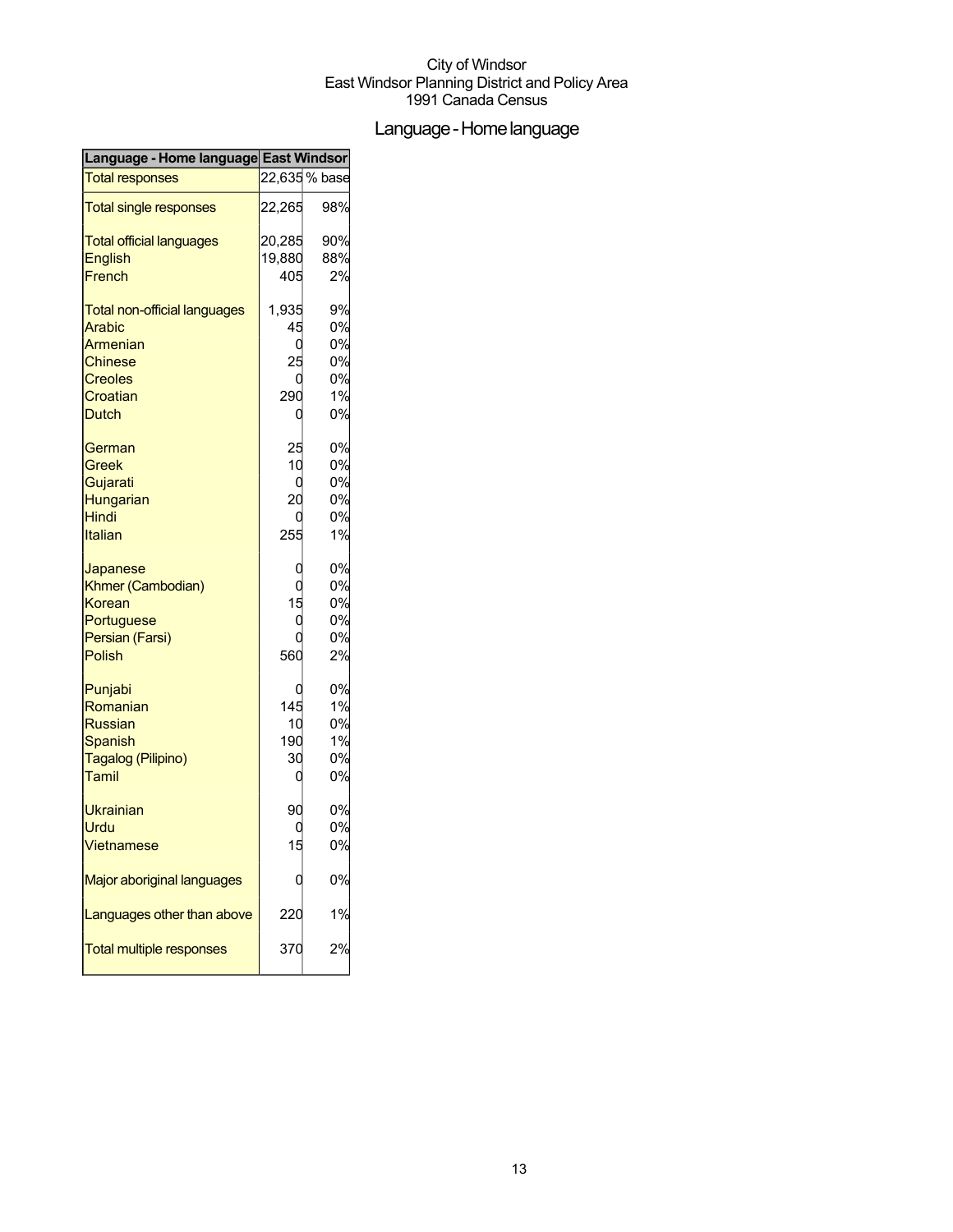City of Windsor
East Windsor Planning District and Policy Area
1991 Canada Census

# Language - Home language

| Language - Home language | East Windsor | |
|---|---|---|
| Total responses | 22,635 | % base |
| Total single responses | 22,265 | 98% |
| Total official languages | 20,285 | 90% |
| English | 19,880 | 88% |
| French | 405 | 2% |
| Total non-official languages | 1,935 | 9% |
| Arabic | 45 | 0% |
| Armenian | 0 | 0% |
| Chinese | 25 | 0% |
| Creoles | 0 | 0% |
| Croatian | 290 | 1% |
| Dutch | 0 | 0% |
| German | 25 | 0% |
| Greek | 10 | 0% |
| Gujarati | 0 | 0% |
| Hungarian | 20 | 0% |
| Hindi | 0 | 0% |
| Italian | 255 | 1% |
| Japanese | 0 | 0% |
| Khmer (Cambodian) | 0 | 0% |
| Korean | 15 | 0% |
| Portuguese | 0 | 0% |
| Persian (Farsi) | 0 | 0% |
| Polish | 560 | 2% |
| Punjabi | 0 | 0% |
| Romanian | 145 | 1% |
| Russian | 10 | 0% |
| Spanish | 190 | 1% |
| Tagalog (Pilipino) | 30 | 0% |
| Tamil | 0 | 0% |
| Ukrainian | 90 | 0% |
| Urdu | 0 | 0% |
| Vietnamese | 15 | 0% |
| Major aboriginal languages | 0 | 0% |
| Languages other than above | 220 | 1% |
| Total multiple responses | 370 | 2% |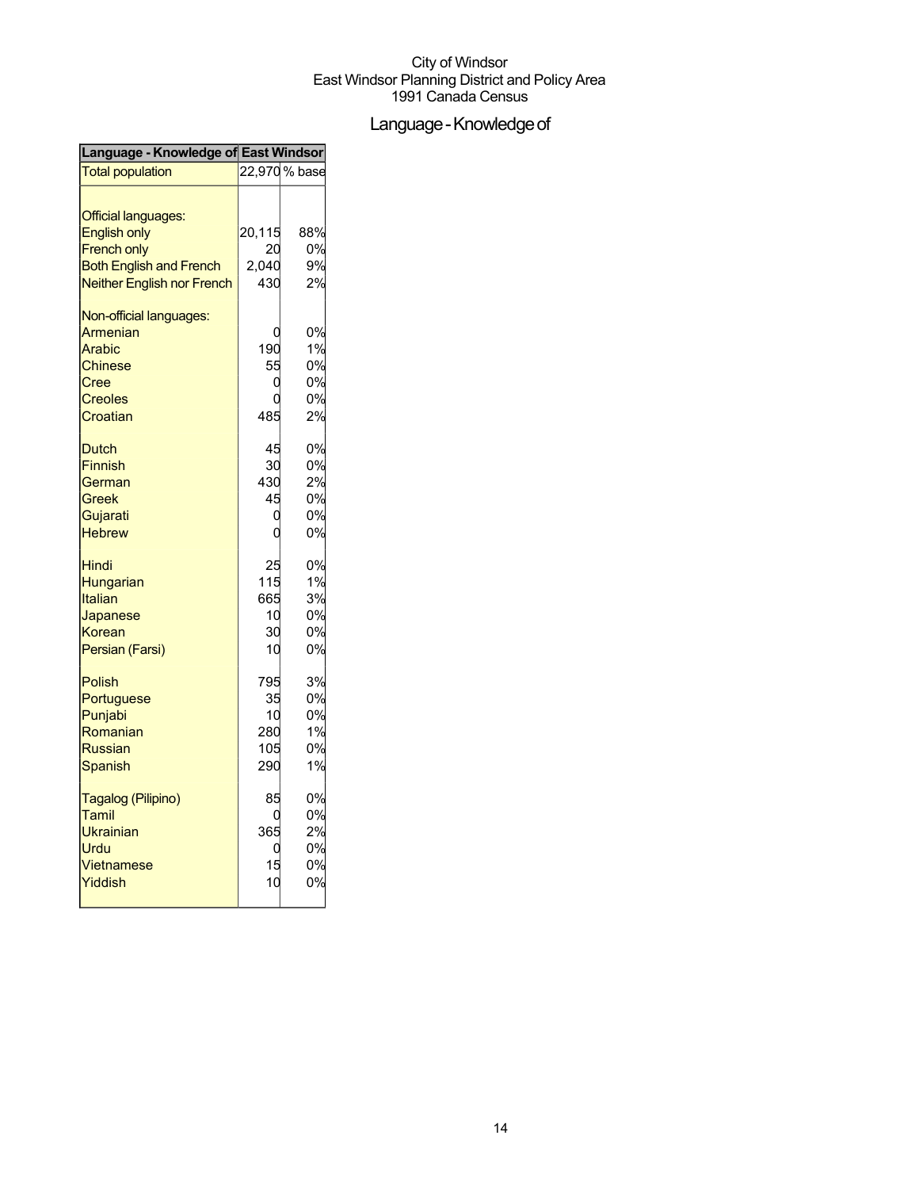City of Windsor
East Windsor Planning District and Policy Area
1991 Canada Census

# Language - Knowledge of

| Language - Knowledge of | East Windsor | |
|---|---|---|
| Total population | 22,970 | % base |
| | | |
| Official languages: | | |
| English only | 20,115 | 88% |
| French only | 20 | 0% |
| Both English and French | 2,040 | 9% |
| Neither English nor French | 430 | 2% |
| | | |
| Non-official languages: | | |
| Armenian | 0 | 0% |
| Arabic | 190 | 1% |
| Chinese | 55 | 0% |
| Cree | 0 | 0% |
| Creoles | 0 | 0% |
| Croatian | 485 | 2% |
| | | |
| Dutch | 45 | 0% |
| Finnish | 30 | 0% |
| German | 430 | 2% |
| Greek | 45 | 0% |
| Gujarati | 0 | 0% |
| Hebrew | 0 | 0% |
| | | |
| Hindi | 25 | 0% |
| Hungarian | 115 | 1% |
| Italian | 665 | 3% |
| Japanese | 10 | 0% |
| Korean | 30 | 0% |
| Persian (Farsi) | 10 | 0% |
| | | |
| Polish | 795 | 3% |
| Portuguese | 35 | 0% |
| Punjabi | 10 | 0% |
| Romanian | 280 | 1% |
| Russian | 105 | 0% |
| Spanish | 290 | 1% |
| | | |
| Tagalog (Pilipino) | 85 | 0% |
| Tamil | 0 | 0% |
| Ukrainian | 365 | 2% |
| Urdu | 0 | 0% |
| Vietnamese | 15 | 0% |
| Yiddish | 10 | 0% |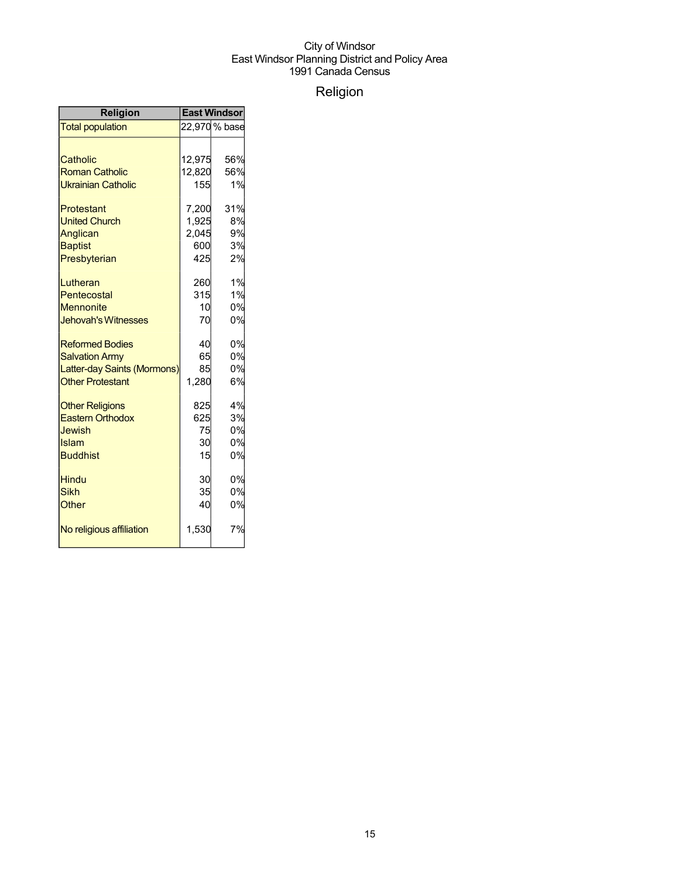City of Windsor
East Windsor Planning District and Policy Area
1991 Canada Census

# Religion

| Religion | East Windsor | |
|---|---|---|
| Total population | 22,970 | % base |
| | | |
| Catholic | 12,975 | 56% |
| Roman Catholic | 12,820 | 56% |
| Ukrainian Catholic | 155 | 1% |
| | | |
| Protestant | 7,200 | 31% |
| United Church | 1,925 | 8% |
| Anglican | 2,045 | 9% |
| Baptist | 600 | 3% |
| Presbyterian | 425 | 2% |
| | | |
| Lutheran | 260 | 1% |
| Pentecostal | 315 | 1% |
| Mennonite | 10 | 0% |
| Jehovah's Witnesses | 70 | 0% |
| | | |
| Reformed Bodies | 40 | 0% |
| Salvation Army | 65 | 0% |
| Latter-day Saints (Mormons) | 85 | 0% |
| Other Protestant | 1,280 | 6% |
| | | |
| Other Religions | 825 | 4% |
| Eastern Orthodox | 625 | 3% |
| Jewish | 75 | 0% |
| Islam | 30 | 0% |
| Buddhist | 15 | 0% |
| | | |
| Hindu | 30 | 0% |
| Sikh | 35 | 0% |
| Other | 40 | 0% |
| | | |
| No religious affiliation | 1,530 | 7% |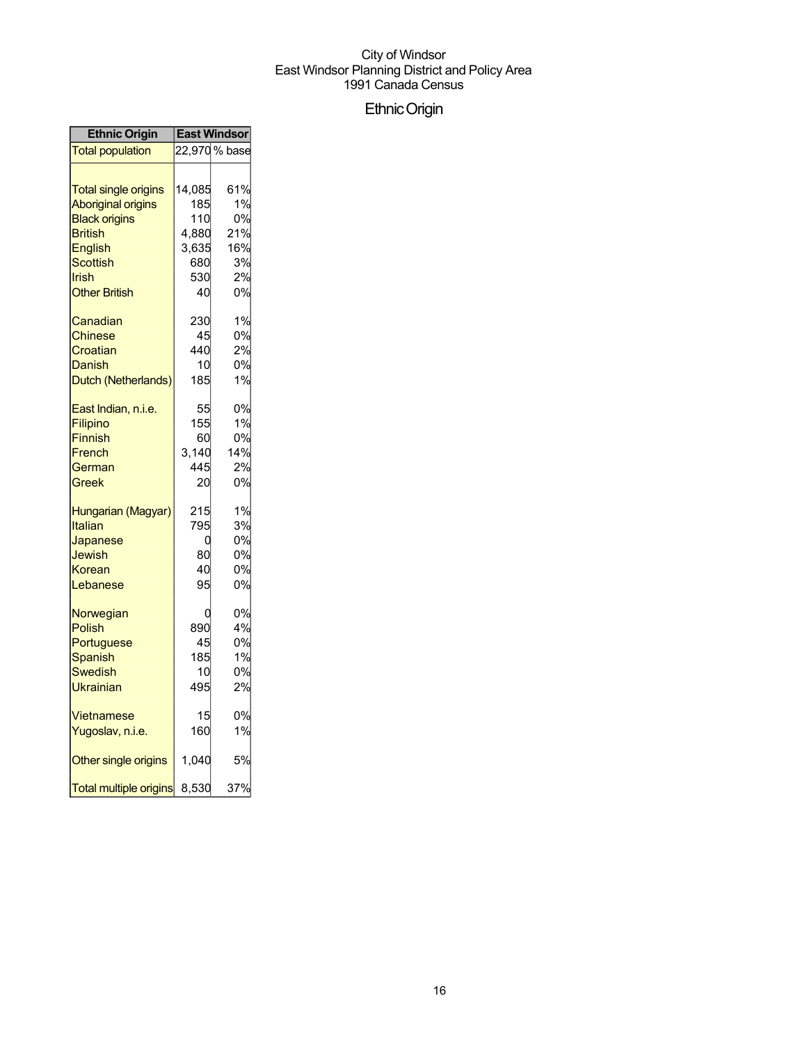City of Windsor
East Windsor Planning District and Policy Area
1991 Canada Census

# Ethnic Origin

| Ethnic Origin | East Windsor | |
|---|---|---|
| Total population | 22,970 | % base |
| | | |
| Total single origins | 14,085 | 61% |
| Aboriginal origins | 185 | 1% |
| Black origins | 110 | 0% |
| British | 4,880 | 21% |
| English | 3,635 | 16% |
| Scottish | 680 | 3% |
| Irish | 530 | 2% |
| Other British | 40 | 0% |
| | | |
| Canadian | 230 | 1% |
| Chinese | 45 | 0% |
| Croatian | 440 | 2% |
| Danish | 10 | 0% |
| Dutch (Netherlands) | 185 | 1% |
| | | |
| East Indian, n.i.e. | 55 | 0% |
| Filipino | 155 | 1% |
| Finnish | 60 | 0% |
| French | 3,140 | 14% |
| German | 445 | 2% |
| Greek | 20 | 0% |
| | | |
| Hungarian (Magyar) | 215 | 1% |
| Italian | 795 | 3% |
| Japanese | 0 | 0% |
| Jewish | 80 | 0% |
| Korean | 40 | 0% |
| Lebanese | 95 | 0% |
| | | |
| Norwegian | 0 | 0% |
| Polish | 890 | 4% |
| Portuguese | 45 | 0% |
| Spanish | 185 | 1% |
| Swedish | 10 | 0% |
| Ukrainian | 495 | 2% |
| | | |
| Vietnamese | 15 | 0% |
| Yugoslav, n.i.e. | 160 | 1% |
| | | |
| Other single origins | 1,040 | 5% |
| | | |
| Total multiple origins | 8,530 | 37% |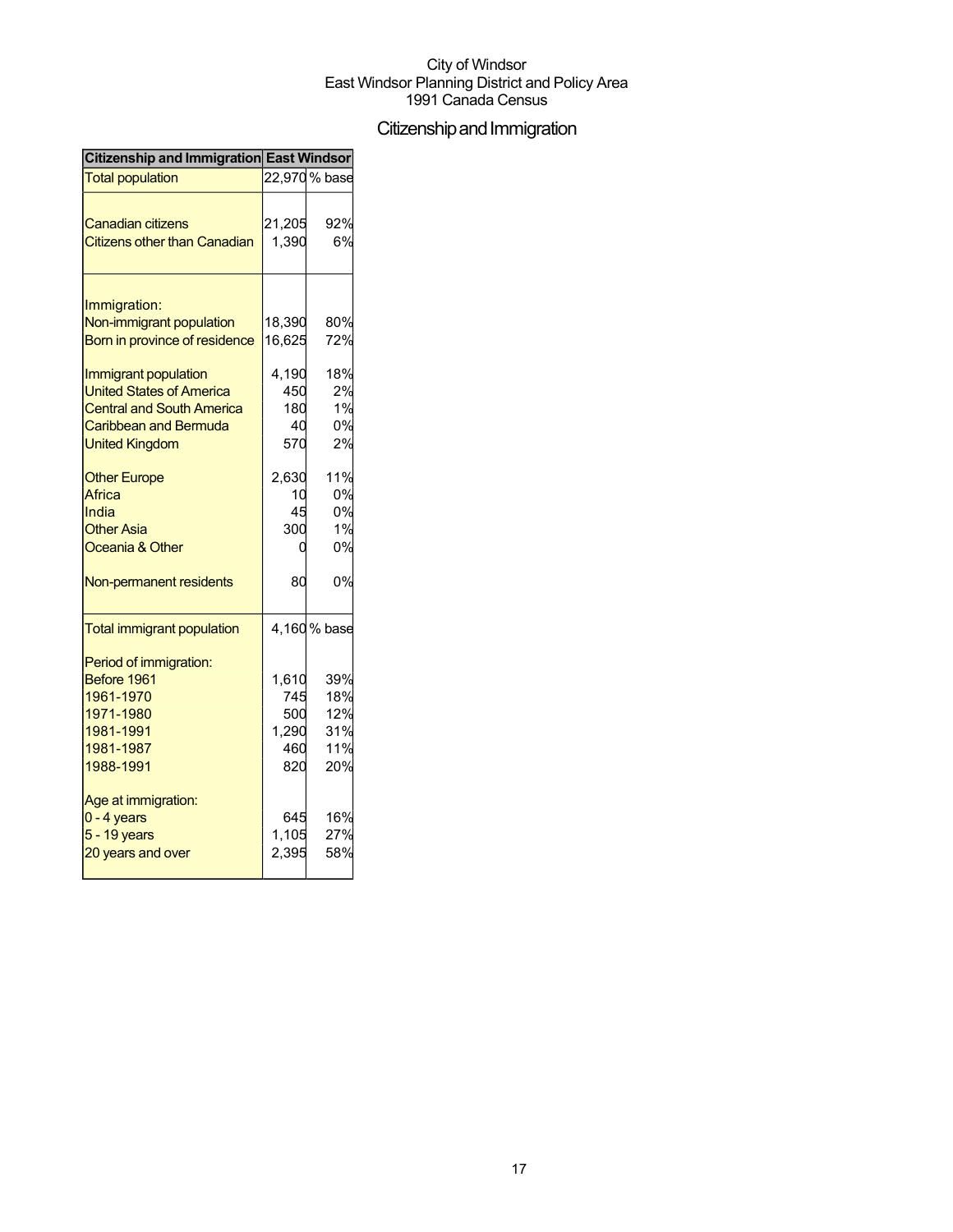City of Windsor
East Windsor Planning District and Policy Area
1991 Canada Census

# Citizenship and Immigration

| Citizenship and Immigration | East Windsor | |
|---|---|---|
| Total population | 22,970 | % base |
| Canadian citizens | 21,205 | 92% |
| Citizens other than Canadian | 1,390 | 6% |
| Immigration: | | |
| Non-immigrant population | 18,390 | 80% |
| Born in province of residence | 16,625 | 72% |
| Immigrant population | 4,190 | 18% |
| United States of America | 450 | 2% |
| Central and South America | 180 | 1% |
| Caribbean and Bermuda | 40 | 0% |
| United Kingdom | 570 | 2% |
| Other Europe | 2,630 | 11% |
| Africa | 10 | 0% |
| India | 45 | 0% |
| Other Asia | 300 | 1% |
| Oceania & Other | 0 | 0% |
| Non-permanent residents | 80 | 0% |
| Total immigrant population | 4,160 | % base |
| Period of immigration: | | |
| Before 1961 | 1,610 | 39% |
| 1961-1970 | 745 | 18% |
| 1971-1980 | 500 | 12% |
| 1981-1991 | 1,290 | 31% |
| 1981-1987 | 460 | 11% |
| 1988-1991 | 820 | 20% |
| Age at immigration: | | |
| 0 - 4 years | 645 | 16% |
| 5 - 19 years | 1,105 | 27% |
| 20 years and over | 2,395 | 58% |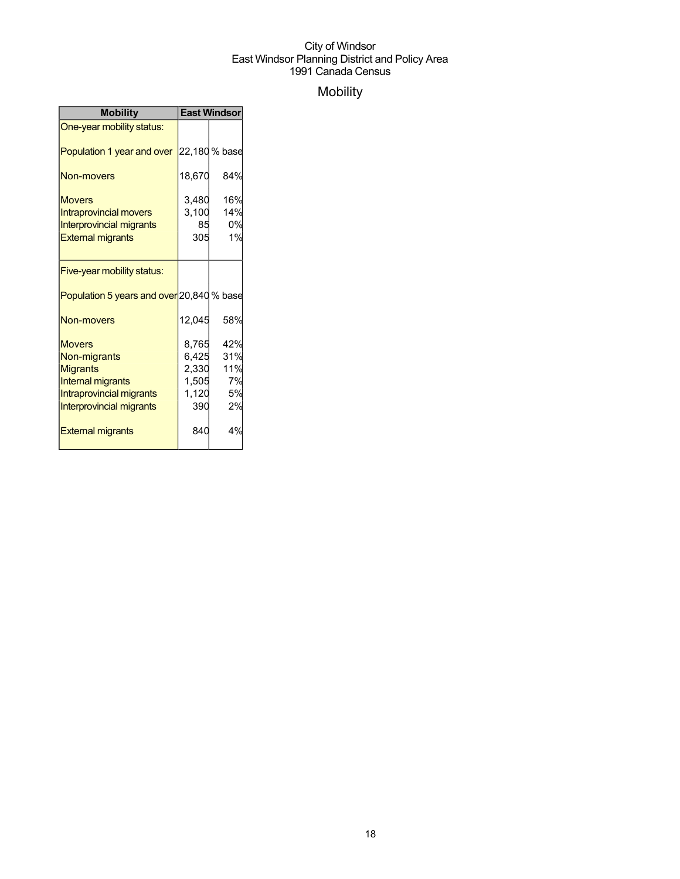City of Windsor
East Windsor Planning District and Policy Area
1991 Canada Census

# Mobility

| Mobility | East Windsor | |
|---|---|---|
| One-year mobility status: | | |
| Population 1 year and over | 22,180 | % base |
| Non-movers | 18,670 | 84% |
| Movers | 3,480 | 16% |
| Intraprovincial movers | 3,100 | 14% |
| Interprovincial migrants | 85 | 0% |
| External migrants | 305 | 1% |
| Five-year mobility status: | | |
| Population 5 years and over | 20,840 | % base |
| Non-movers | 12,045 | 58% |
| Movers | 8,765 | 42% |
| Non-migrants | 6,425 | 31% |
| Migrants | 2,330 | 11% |
| Internal migrants | 1,505 | 7% |
| Intraprovincial migrants | 1,120 | 5% |
| Interprovincial migrants | 390 | 2% |
| External migrants | 840 | 4% |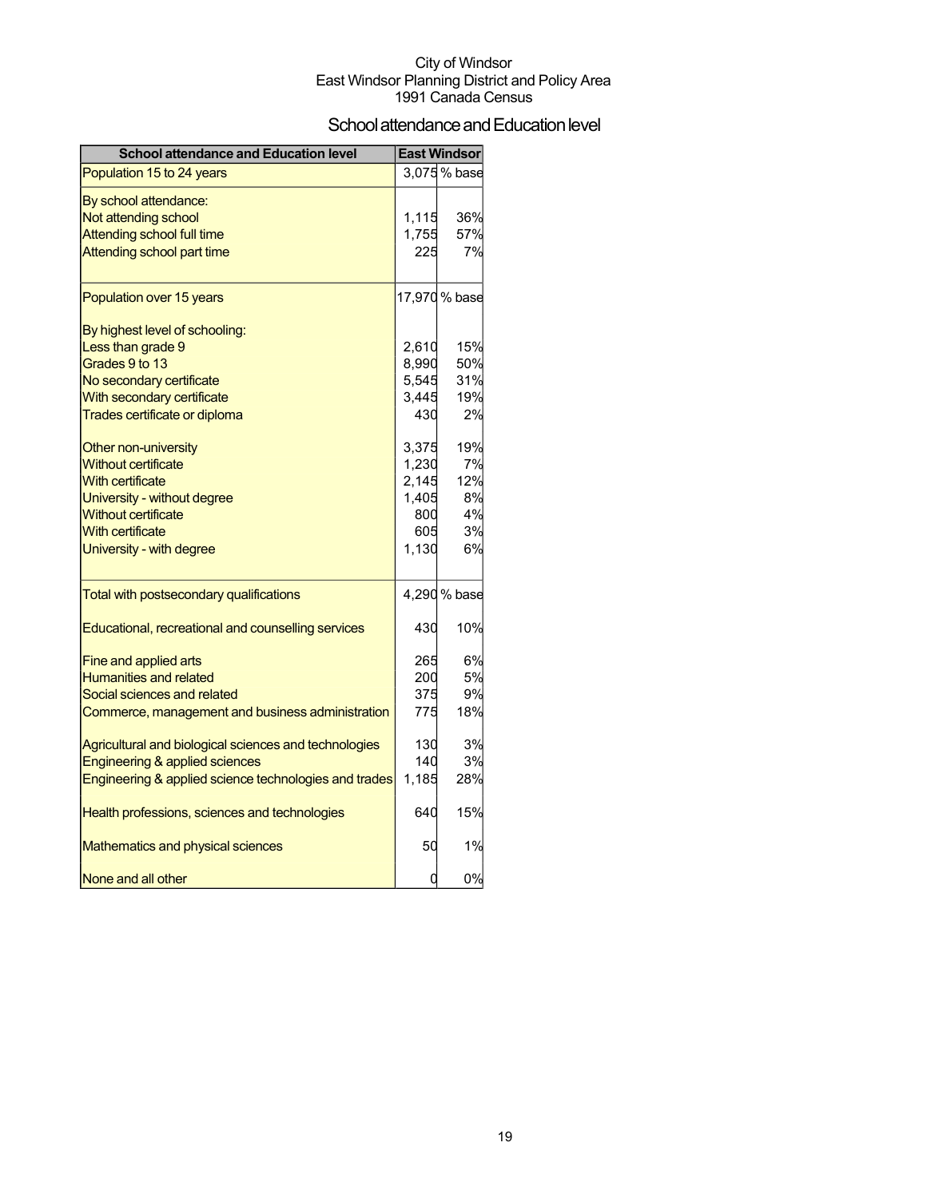City of Windsor
East Windsor Planning District and Policy Area
1991 Canada Census

## School attendance and Education level

| School attendance and Education level | East Windsor | |
|---|---|---|
| Population 15 to 24 years | 3,075 | % base |
| By school attendance: | | |
| Not attending school | 1,115 | 36% |
| Attending school full time | 1,755 | 57% |
| Attending school part time | 225 | 7% |
| Population over 15 years | 17,970 | % base |
| By highest level of schooling: | | |
| Less than grade 9 | 2,610 | 15% |
| Grades 9 to 13 | 8,990 | 50% |
| No secondary certificate | 5,545 | 31% |
| With secondary certificate | 3,445 | 19% |
| Trades certificate or diploma | 430 | 2% |
| Other non-university | 3,375 | 19% |
| Without certificate | 1,230 | 7% |
| With certificate | 2,145 | 12% |
| University - without degree | 1,405 | 8% |
| Without certificate | 800 | 4% |
| With certificate | 605 | 3% |
| University - with degree | 1,130 | 6% |
| Total with postsecondary qualifications | 4,290 | % base |
| Educational, recreational and counselling services | 430 | 10% |
| Fine and applied arts | 265 | 6% |
| Humanities and related | 200 | 5% |
| Social sciences and related | 375 | 9% |
| Commerce, management and business administration | 775 | 18% |
| Agricultural and biological sciences and technologies | 130 | 3% |
| Engineering & applied sciences | 140 | 3% |
| Engineering & applied science technologies and trades | 1,185 | 28% |
| Health professions, sciences and technologies | 640 | 15% |
| Mathematics and physical sciences | 50 | 1% |
| None and all other | 0 | 0% |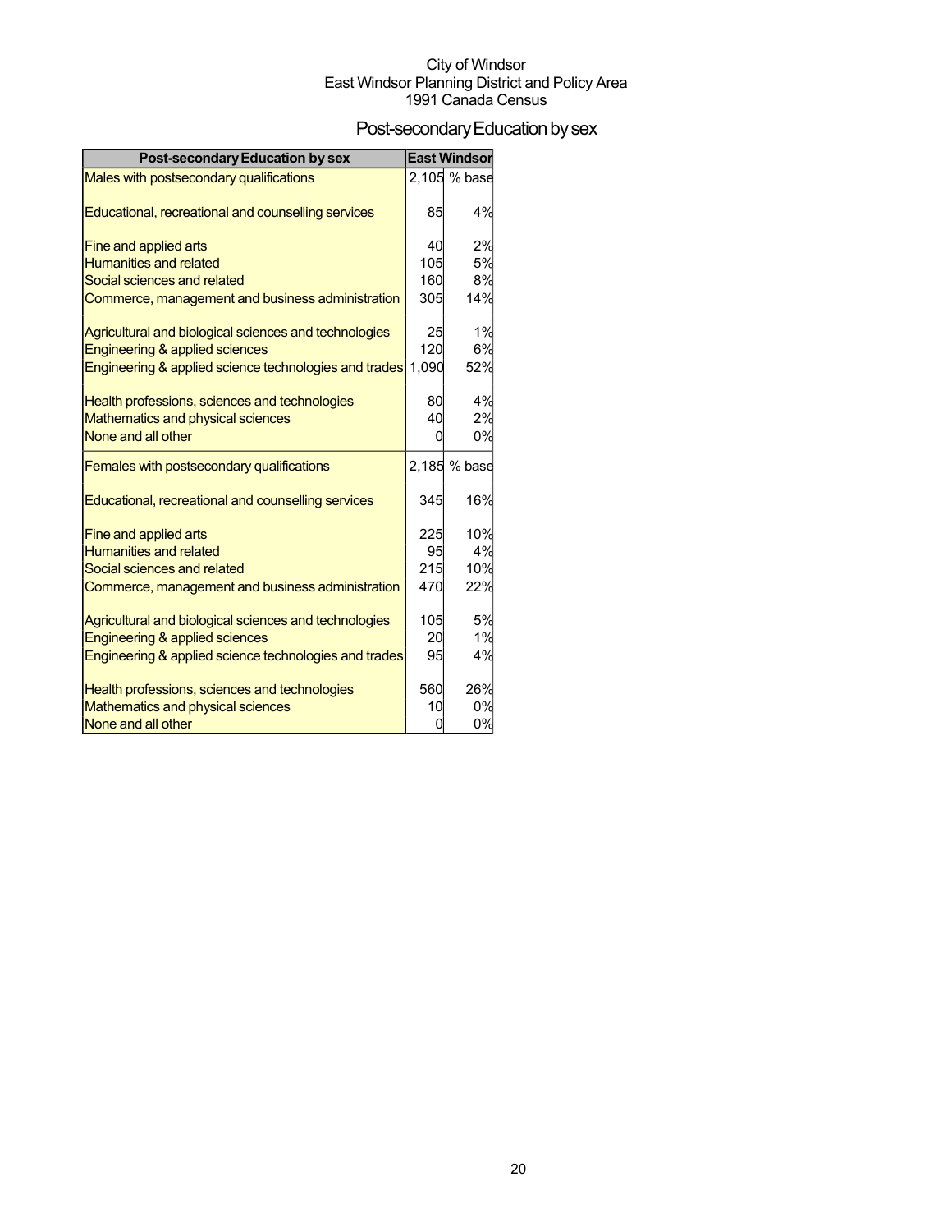City of Windsor
East Windsor Planning District and Policy Area
1991 Canada Census

# Post-secondary Education by sex

| Post-secondary Education by sex | East Windsor | |
|---|---|---|
| Males with postsecondary qualifications | 2,105 | % base |
| Educational, recreational and counselling services | 85 | 4% |
| Fine and applied arts | 40 | 2% |
| Humanities and related | 105 | 5% |
| Social sciences and related | 160 | 8% |
| Commerce, management and business administration | 305 | 14% |
| Agricultural and biological sciences and technologies | 25 | 1% |
| Engineering & applied sciences | 120 | 6% |
| Engineering & applied science technologies and trades | 1,090 | 52% |
| Health professions, sciences and technologies | 80 | 4% |
| Mathematics and physical sciences | 40 | 2% |
| None and all other | 0 | 0% |
| Females with postsecondary qualifications | 2,185 | % base |
| Educational, recreational and counselling services | 345 | 16% |
| Fine and applied arts | 225 | 10% |
| Humanities and related | 95 | 4% |
| Social sciences and related | 215 | 10% |
| Commerce, management and business administration | 470 | 22% |
| Agricultural and biological sciences and technologies | 105 | 5% |
| Engineering & applied sciences | 20 | 1% |
| Engineering & applied science technologies and trades | 95 | 4% |
| Health professions, sciences and technologies | 560 | 26% |
| Mathematics and physical sciences | 10 | 0% |
| None and all other | 0 | 0% |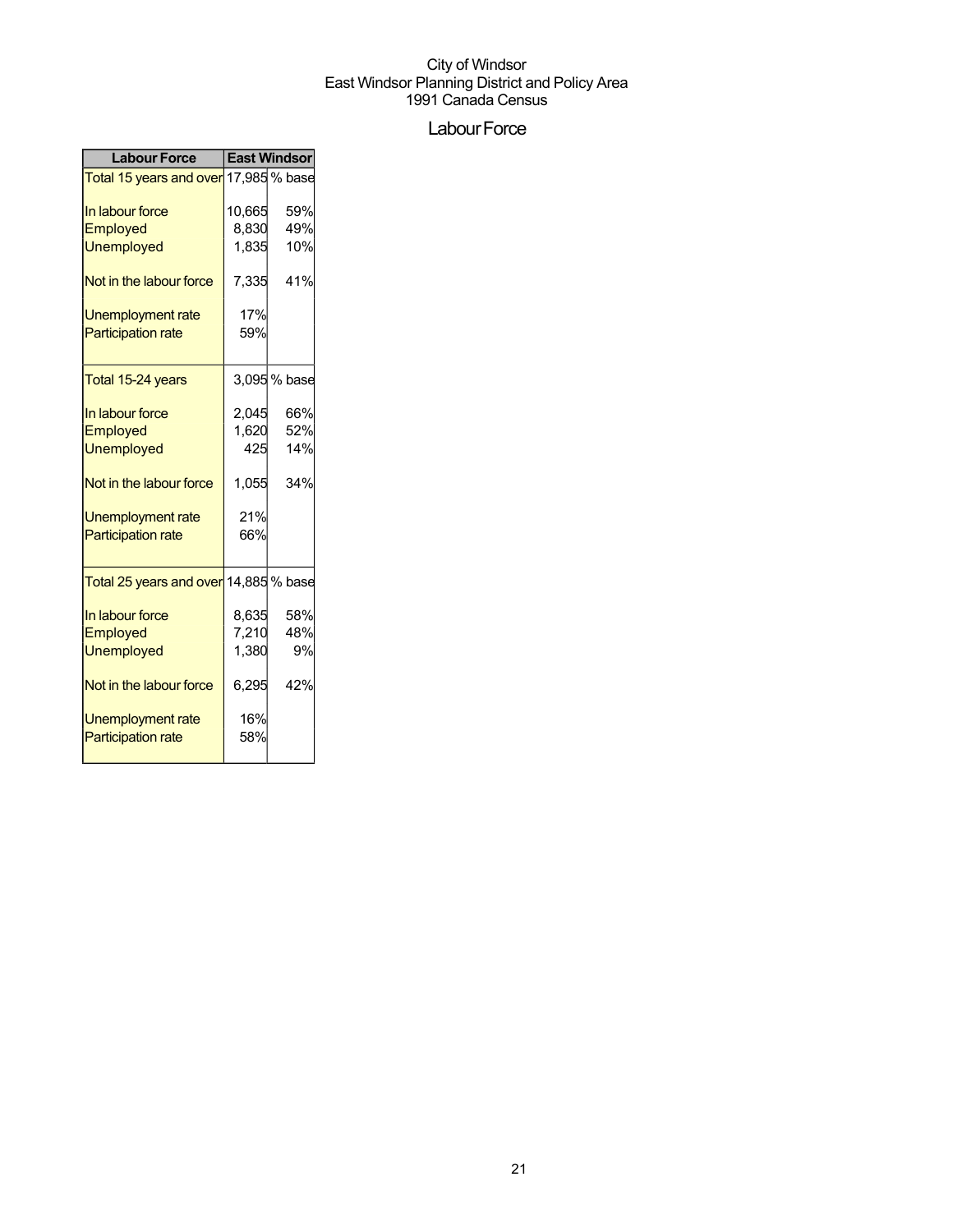City of Windsor
East Windsor Planning District and Policy Area
1991 Canada Census

# Labour Force

| Labour Force | East Windsor | |
|---|---|---|
| Total 15 years and over | 17,985 | % base |
| In labour force | 10,665 | 59% |
| Employed | 8,830 | 49% |
| Unemployed | 1,835 | 10% |
| Not in the labour force | 7,335 | 41% |
| Unemployment rate | 17% | |
| Participation rate | 59% | |
| Total 15-24 years | 3,095 | % base |
| In labour force | 2,045 | 66% |
| Employed | 1,620 | 52% |
| Unemployed | 425 | 14% |
| Not in the labour force | 1,055 | 34% |
| Unemployment rate | 21% | |
| Participation rate | 66% | |
| Total 25 years and over | 14,885 | % base |
| In labour force | 8,635 | 58% |
| Employed | 7,210 | 48% |
| Unemployed | 1,380 | 9% |
| Not in the labour force | 6,295 | 42% |
| Unemployment rate | 16% | |
| Participation rate | 58% | |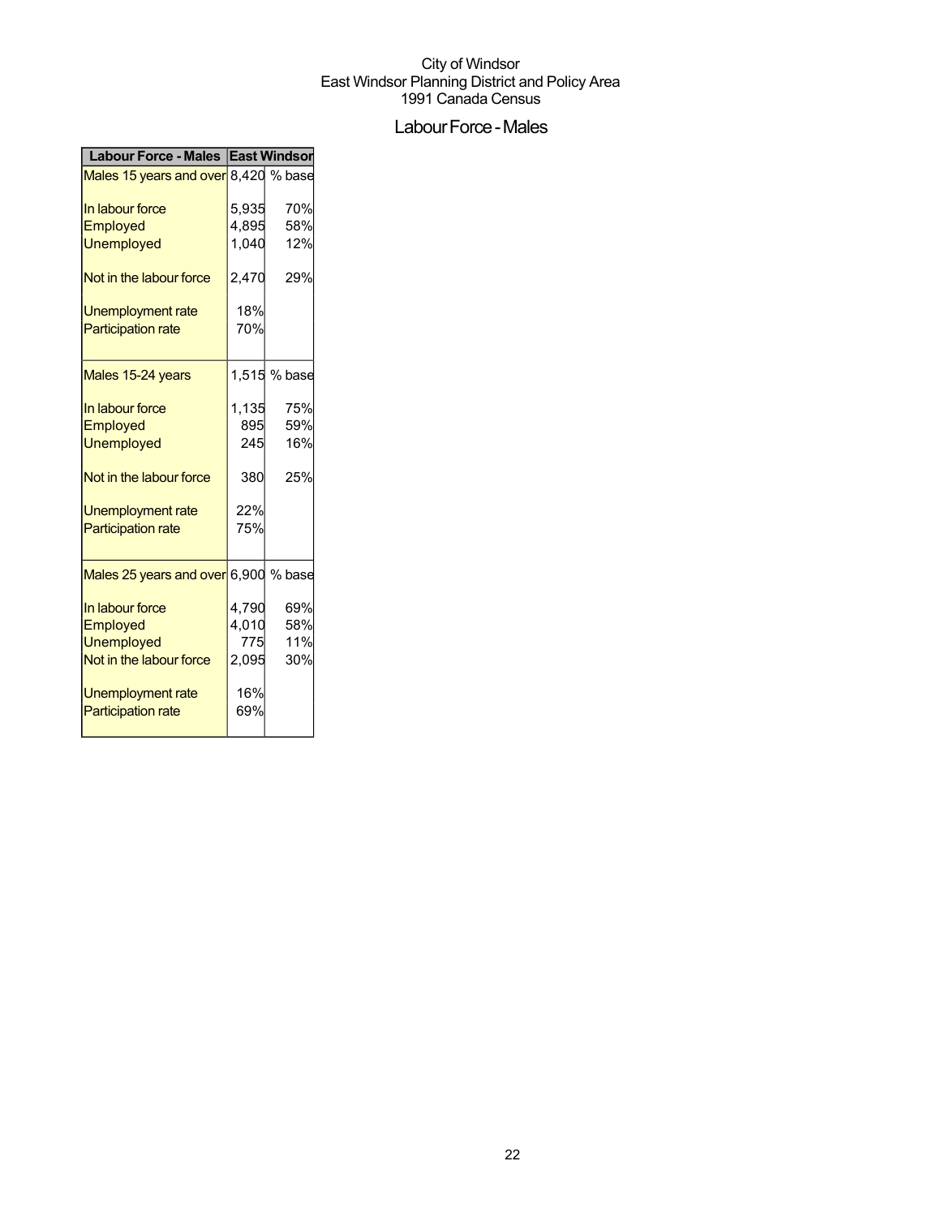City of Windsor
East Windsor Planning District and Policy Area
1991 Canada Census

# Labour Force - Males

| Labour Force - Males | East Windsor | |
|---|---|---|
| Males 15 years and over | 8,420 | % base |
| In labour force | 5,935 | 70% |
| Employed | 4,895 | 58% |
| Unemployed | 1,040 | 12% |
| Not in the labour force | 2,470 | 29% |
| Unemployment rate | 18% | |
| Participation rate | 70% | |
| Males 15-24 years | 1,515 | % base |
| In labour force | 1,135 | 75% |
| Employed | 895 | 59% |
| Unemployed | 245 | 16% |
| Not in the labour force | 380 | 25% |
| Unemployment rate | 22% | |
| Participation rate | 75% | |
| Males 25 years and over | 6,900 | % base |
| In labour force | 4,790 | 69% |
| Employed | 4,010 | 58% |
| Unemployed | 775 | 11% |
| Not in the labour force | 2,095 | 30% |
| Unemployment rate | 16% | |
| Participation rate | 69% | |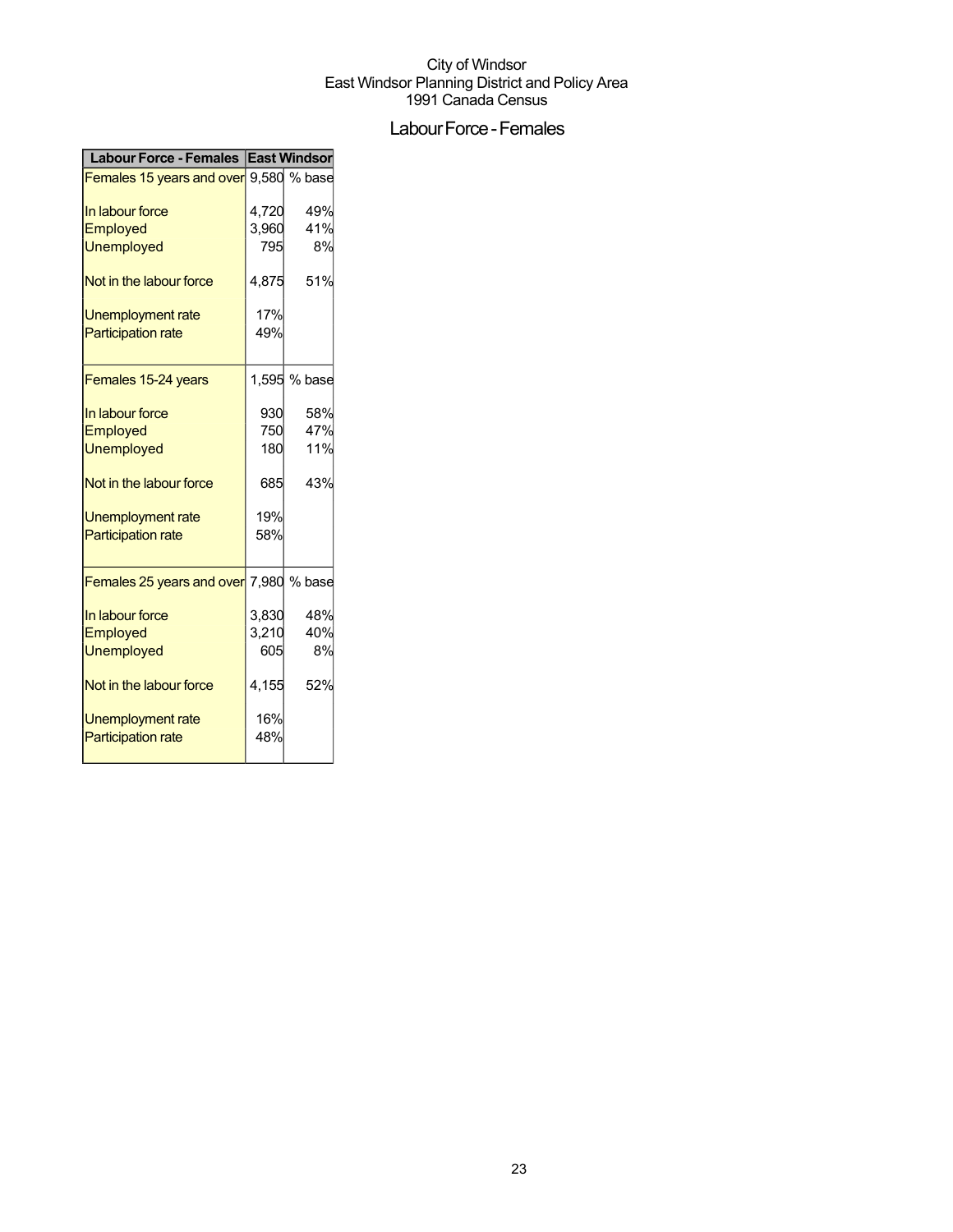City of Windsor
East Windsor Planning District and Policy Area
1991 Canada Census

# Labour Force - Females

| Labour Force - Females | East Windsor | |
|---|---|---|
| Females 15 years and over | 9,580 | % base |
| In labour force | 4,720 | 49% |
| Employed | 3,960 | 41% |
| Unemployed | 795 | 8% |
| Not in the labour force | 4,875 | 51% |
| Unemployment rate | 17% | |
| Participation rate | 49% | |
| Females 15-24 years | 1,595 | % base |
| In labour force | 930 | 58% |
| Employed | 750 | 47% |
| Unemployed | 180 | 11% |
| Not in the labour force | 685 | 43% |
| Unemployment rate | 19% | |
| Participation rate | 58% | |
| Females 25 years and over | 7,980 | % base |
| In labour force | 3,830 | 48% |
| Employed | 3,210 | 40% |
| Unemployed | 605 | 8% |
| Not in the labour force | 4,155 | 52% |
| Unemployment rate | 16% | |
| Participation rate | 48% | |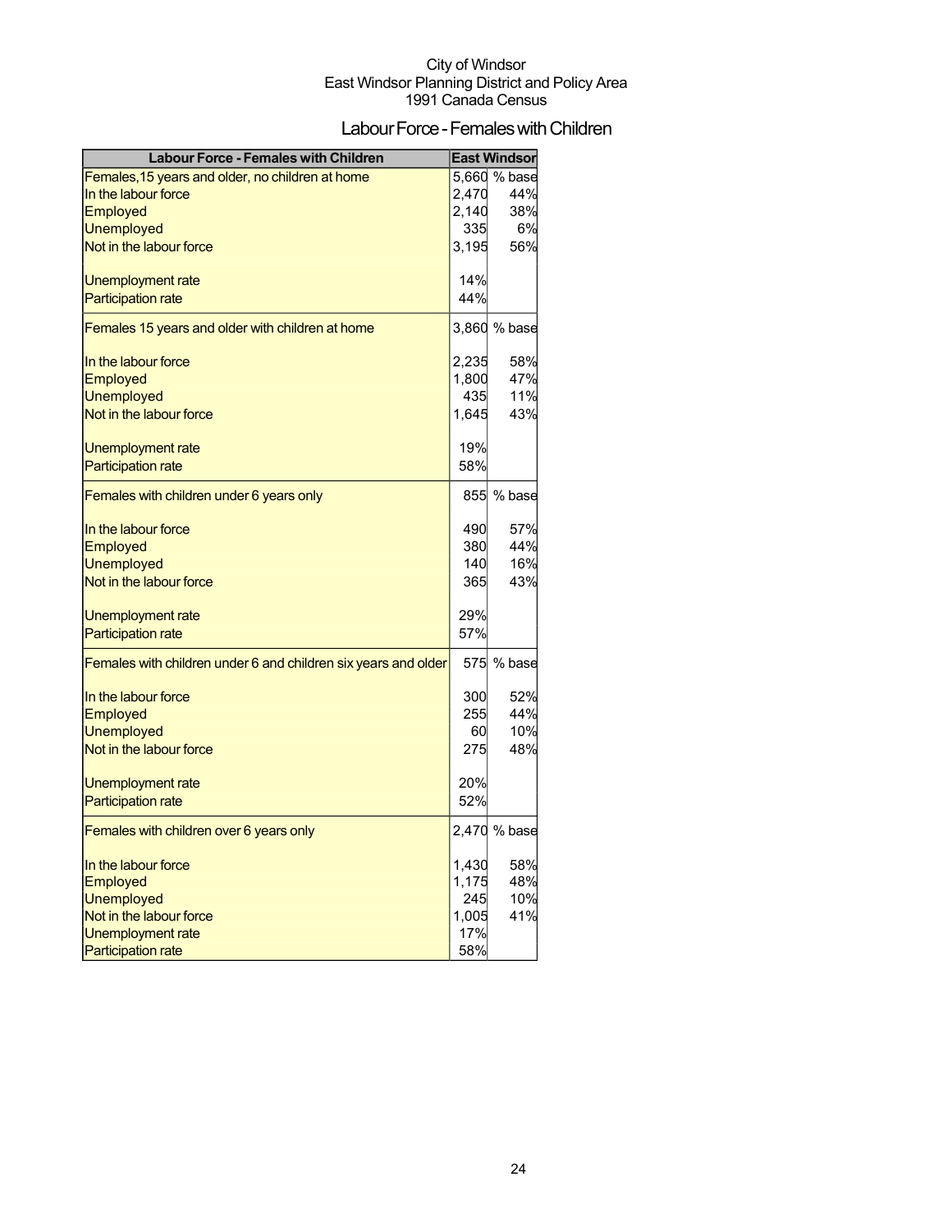City of Windsor
East Windsor Planning District and Policy Area
1991 Canada Census

# Labour Force - Females with Children

| Labour Force - Females with Children | East Windsor | |
|---|---|---|
| Females,15 years and older, no children at home | 5,660 | % base |
| In the labour force | 2,470 | 44% |
| Employed | 2,140 | 38% |
| Unemployed | 335 | 6% |
| Not in the labour force | 3,195 | 56% |
| | | |
| Unemployment rate | 14% | |
| Participation rate | 44% | |
| Females 15 years and older with children at home | 3,860 | % base |
| | | |
| In the labour force | 2,235 | 58% |
| Employed | 1,800 | 47% |
| Unemployed | 435 | 11% |
| Not in the labour force | 1,645 | 43% |
| | | |
| Unemployment rate | 19% | |
| Participation rate | 58% | |
| Females with children under 6 years only | 855 | % base |
| | | |
| In the labour force | 490 | 57% |
| Employed | 380 | 44% |
| Unemployed | 140 | 16% |
| Not in the labour force | 365 | 43% |
| | | |
| Unemployment rate | 29% | |
| Participation rate | 57% | |
| Females with children under 6 and children six years and older | 575 | % base |
| | | |
| In the labour force | 300 | 52% |
| Employed | 255 | 44% |
| Unemployed | 60 | 10% |
| Not in the labour force | 275 | 48% |
| | | |
| Unemployment rate | 20% | |
| Participation rate | 52% | |
| Females with children over 6 years only | 2,470 | % base |
| | | |
| In the labour force | 1,430 | 58% |
| Employed | 1,175 | 48% |
| Unemployed | 245 | 10% |
| Not in the labour force | 1,005 | 41% |
| Unemployment rate | 17% | |
| Participation rate | 58% | |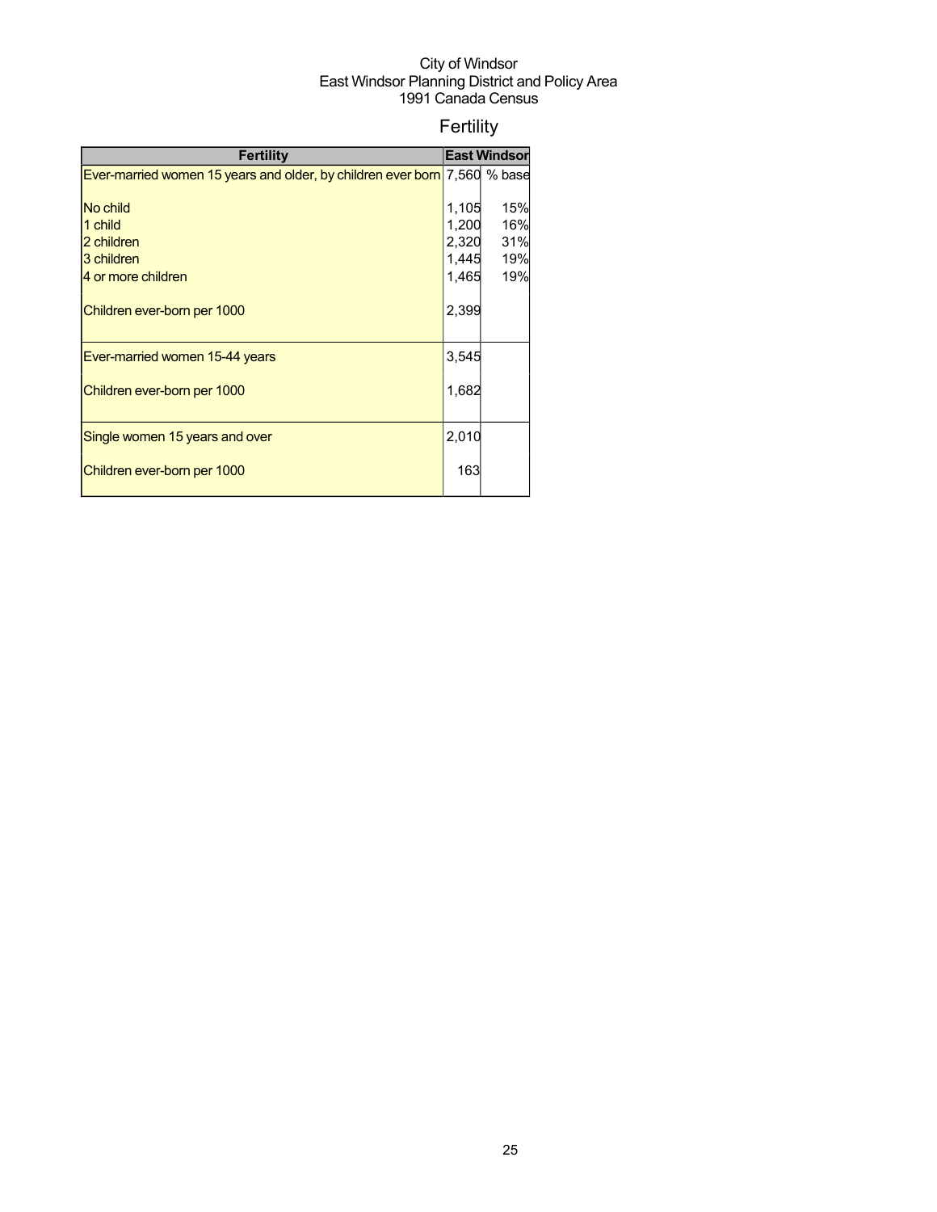City of Windsor
East Windsor Planning District and Policy Area
1991 Canada Census

# Fertility

| Fertility | East Windsor | |
|---|---|---|
| Ever-married women 15 years and older, by children ever born | 7,560 | % base |
| No child | 1,105 | 15% |
| 1 child | 1,200 | 16% |
| 2 children | 2,320 | 31% |
| 3 children | 1,445 | 19% |
| 4 or more children | 1,465 | 19% |
| Children ever-born per 1000 | 2,399 | |
| Ever-married women 15-44 years | 3,545 | |
| Children ever-born per 1000 | 1,682 | |
| Single women 15 years and over | 2,010 | |
| Children ever-born per 1000 | 163 | |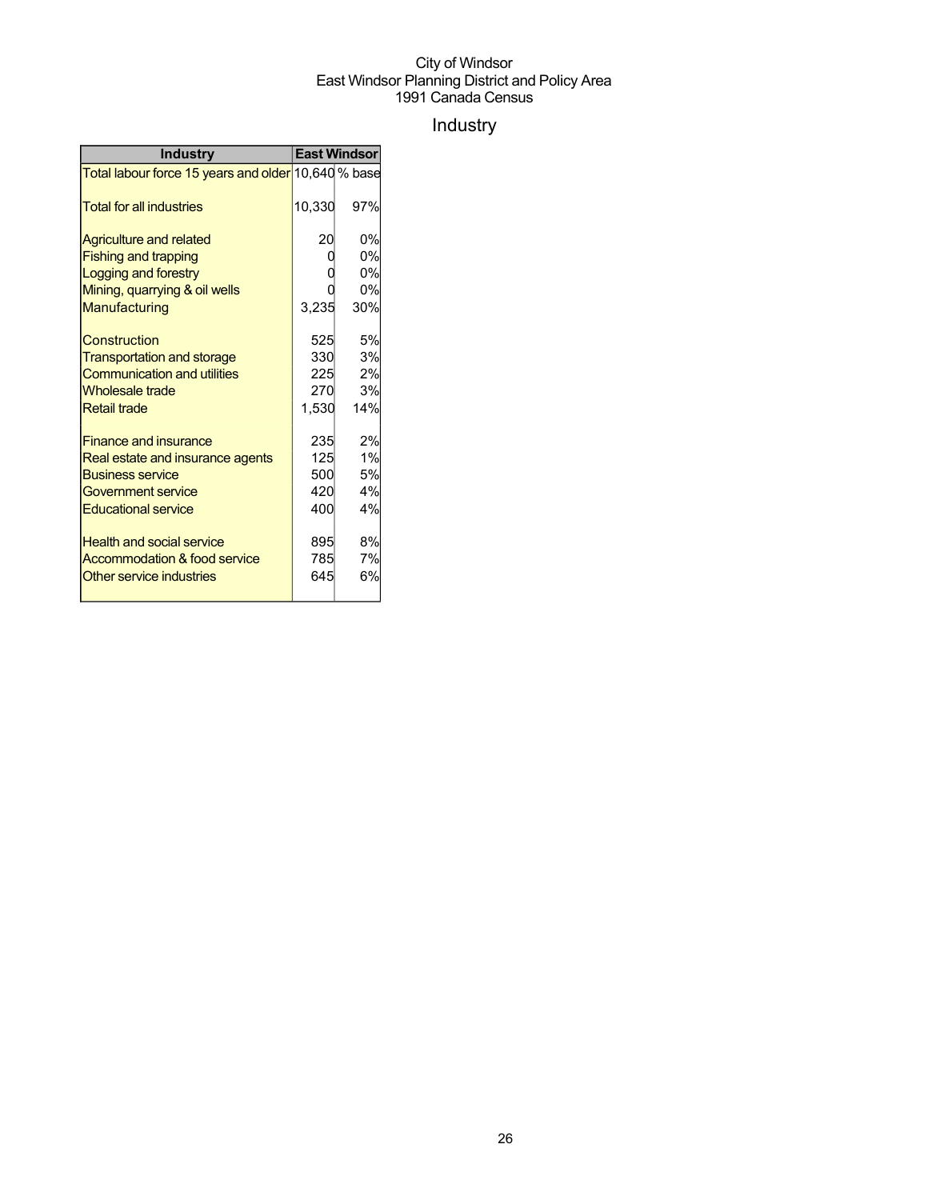City of Windsor
East Windsor Planning District and Policy Area
1991 Canada Census

# Industry

| Industry | East Windsor | |
|---|---|---|
| Total labour force 15 years and older | 10,640 | % base |
| Total for all industries | 10,330 | 97% |
| Agriculture and related | 20 | 0% |
| Fishing and trapping | 0 | 0% |
| Logging and forestry | 0 | 0% |
| Mining, quarrying & oil wells | 0 | 0% |
| Manufacturing | 3,235 | 30% |
| Construction | 525 | 5% |
| Transportation and storage | 330 | 3% |
| Communication and utilities | 225 | 2% |
| Wholesale trade | 270 | 3% |
| Retail trade | 1,530 | 14% |
| Finance and insurance | 235 | 2% |
| Real estate and insurance agents | 125 | 1% |
| Business service | 500 | 5% |
| Government service | 420 | 4% |
| Educational service | 400 | 4% |
| Health and social service | 895 | 8% |
| Accommodation & food service | 785 | 7% |
| Other service industries | 645 | 6% |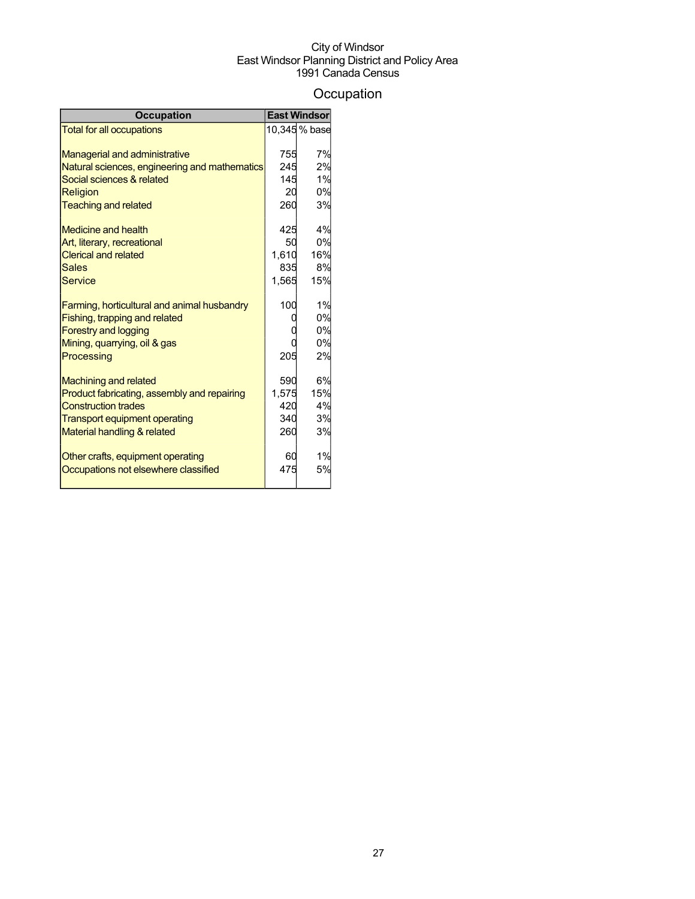City of Windsor
East Windsor Planning District and Policy Area
1991 Canada Census

# Occupation

| Occupation | East Windsor | |
|---|---|---|
| Total for all occupations | 10,345 | % base |
| | | |
| Managerial and administrative | 755 | 7% |
| Natural sciences, engineering and mathematics | 245 | 2% |
| Social sciences & related | 145 | 1% |
| Religion | 20 | 0% |
| Teaching and related | 260 | 3% |
| | | |
| Medicine and health | 425 | 4% |
| Art, literary, recreational | 50 | 0% |
| Clerical and related | 1,610 | 16% |
| Sales | 835 | 8% |
| Service | 1,565 | 15% |
| | | |
| Farming, horticultural and animal husbandry | 100 | 1% |
| Fishing, trapping and related | 0 | 0% |
| Forestry and logging | 0 | 0% |
| Mining, quarrying, oil & gas | 0 | 0% |
| Processing | 205 | 2% |
| | | |
| Machining and related | 590 | 6% |
| Product fabricating, assembly and repairing | 1,575 | 15% |
| Construction trades | 420 | 4% |
| Transport equipment operating | 340 | 3% |
| Material handling & related | 260 | 3% |
| | | |
| Other crafts, equipment operating | 60 | 1% |
| Occupations not elsewhere classified | 475 | 5% |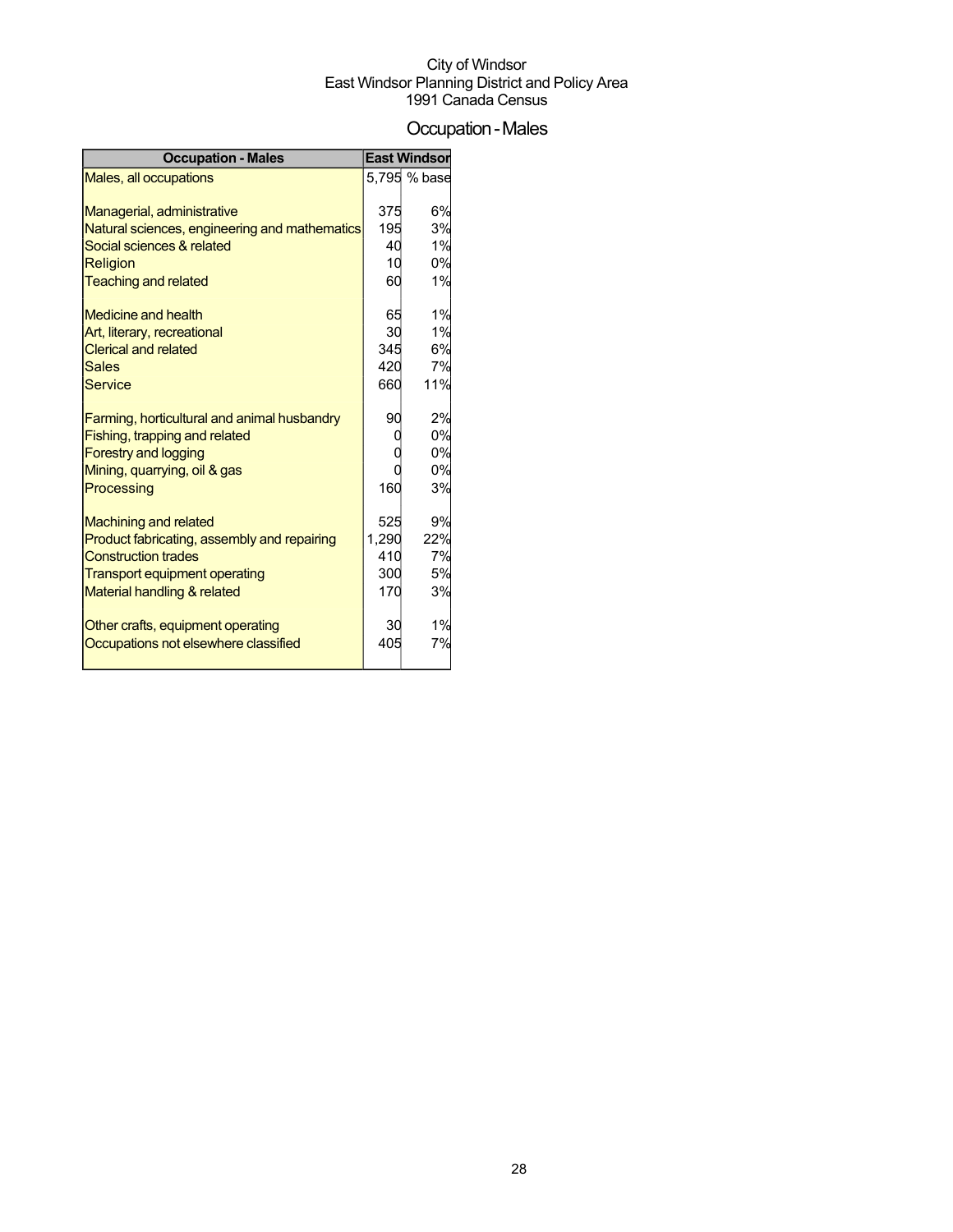City of Windsor
East Windsor Planning District and Policy Area
1991 Canada Census

# Occupation - Males

| Occupation - Males | East Windsor | |
|---|---|---|
| Males, all occupations | 5,795 | % base |
| Managerial, administrative | 375 | 6% |
| Natural sciences, engineering and mathematics | 195 | 3% |
| Social sciences & related | 40 | 1% |
| Religion | 10 | 0% |
| Teaching and related | 60 | 1% |
| Medicine and health | 65 | 1% |
| Art, literary, recreational | 30 | 1% |
| Clerical and related | 345 | 6% |
| Sales | 420 | 7% |
| Service | 660 | 11% |
| Farming, horticultural and animal husbandry | 90 | 2% |
| Fishing, trapping and related | 0 | 0% |
| Forestry and logging | 0 | 0% |
| Mining, quarrying, oil & gas | 0 | 0% |
| Processing | 160 | 3% |
| Machining and related | 525 | 9% |
| Product fabricating, assembly and repairing | 1,290 | 22% |
| Construction trades | 410 | 7% |
| Transport equipment operating | 300 | 5% |
| Material handling & related | 170 | 3% |
| Other crafts, equipment operating | 30 | 1% |
| Occupations not elsewhere classified | 405 | 7% |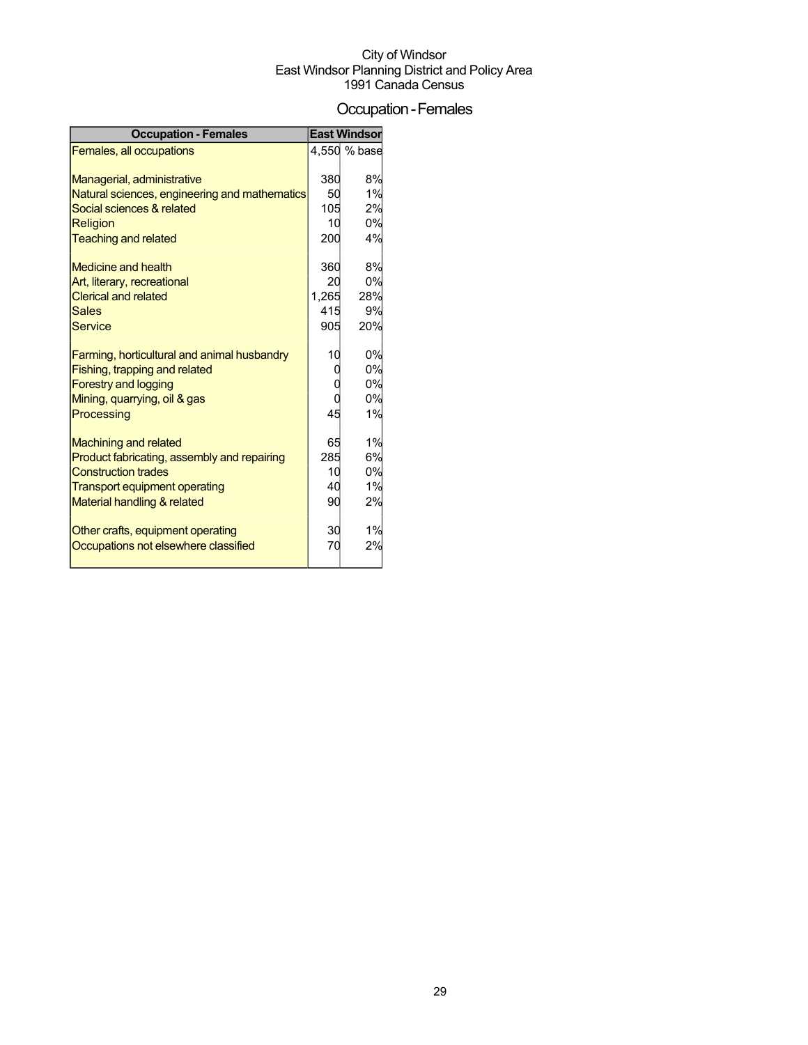City of Windsor
East Windsor Planning District and Policy Area
1991 Canada Census

# Occupation - Females

| Occupation - Females | East Windsor | |
|---|---|---|
| Females, all occupations | 4,550 | % base |
| | | |
| Managerial, administrative | 380 | 8% |
| Natural sciences, engineering and mathematics | 50 | 1% |
| Social sciences & related | 105 | 2% |
| Religion | 10 | 0% |
| Teaching and related | 200 | 4% |
| | | |
| Medicine and health | 360 | 8% |
| Art, literary, recreational | 20 | 0% |
| Clerical and related | 1,265 | 28% |
| Sales | 415 | 9% |
| Service | 905 | 20% |
| | | |
| Farming, horticultural and animal husbandry | 10 | 0% |
| Fishing, trapping and related | 0 | 0% |
| Forestry and logging | 0 | 0% |
| Mining, quarrying, oil & gas | 0 | 0% |
| Processing | 45 | 1% |
| | | |
| Machining and related | 65 | 1% |
| Product fabricating, assembly and repairing | 285 | 6% |
| Construction trades | 10 | 0% |
| Transport equipment operating | 40 | 1% |
| Material handling & related | 90 | 2% |
| | | |
| Other crafts, equipment operating | 30 | 1% |
| Occupations not elsewhere classified | 70 | 2% |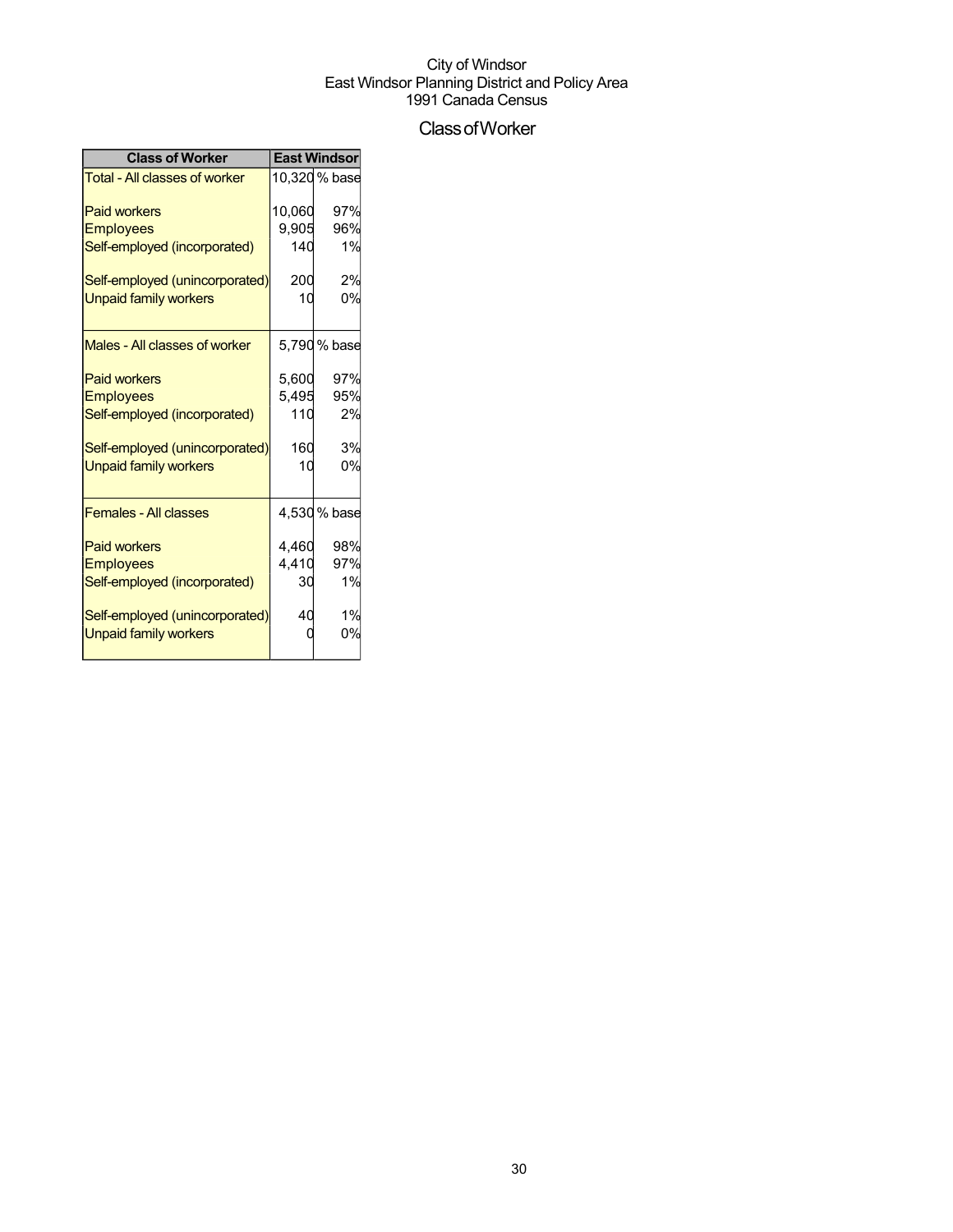City of Windsor
East Windsor Planning District and Policy Area
1991 Canada Census

# Class of Worker

| Class of Worker | East Windsor | |
|---|---|---|
| Total - All classes of worker | 10,320 | % base |
| Paid workers | 10,060 | 97% |
| Employees | 9,905 | 96% |
| Self-employed (incorporated) | 140 | 1% |
| Self-employed (unincorporated) | 200 | 2% |
| Unpaid family workers | 10 | 0% |
| Males - All classes of worker | 5,790 | % base |
| Paid workers | 5,600 | 97% |
| Employees | 5,495 | 95% |
| Self-employed (incorporated) | 110 | 2% |
| Self-employed (unincorporated) | 160 | 3% |
| Unpaid family workers | 10 | 0% |
| Females - All classes | 4,530 | % base |
| Paid workers | 4,460 | 98% |
| Employees | 4,410 | 97% |
| Self-employed (incorporated) | 30 | 1% |
| Self-employed (unincorporated) | 40 | 1% |
| Unpaid family workers | 0 | 0% |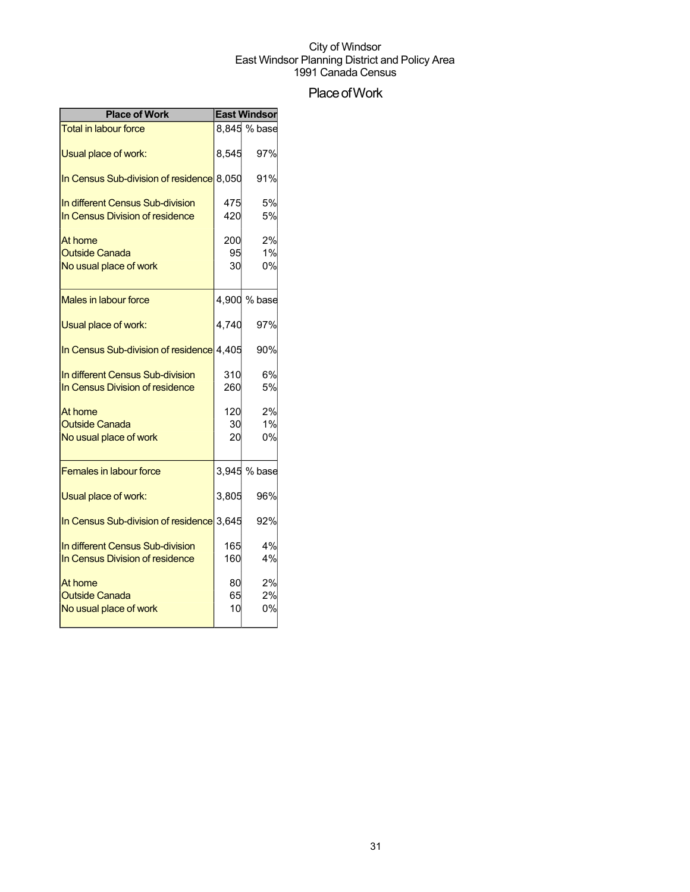City of Windsor
East Windsor Planning District and Policy Area
1991 Canada Census

# Place of Work

| Place of Work | East Windsor | |
|---|---|---|
| Total in labour force | 8,845 | % base |
| Usual place of work: | 8,545 | 97% |
| In Census Sub-division of residence | 8,050 | 91% |
| In different Census Sub-division | 475 | 5% |
| In Census Division of residence | 420 | 5% |
| At home | 200 | 2% |
| Outside Canada | 95 | 1% |
| No usual place of work | 30 | 0% |
| Males in labour force | 4,900 | % base |
| Usual place of work: | 4,740 | 97% |
| In Census Sub-division of residence | 4,405 | 90% |
| In different Census Sub-division | 310 | 6% |
| In Census Division of residence | 260 | 5% |
| At home | 120 | 2% |
| Outside Canada | 30 | 1% |
| No usual place of work | 20 | 0% |
| Females in labour force | 3,945 | % base |
| Usual place of work: | 3,805 | 96% |
| In Census Sub-division of residence | 3,645 | 92% |
| In different Census Sub-division | 165 | 4% |
| In Census Division of residence | 160 | 4% |
| At home | 80 | 2% |
| Outside Canada | 65 | 2% |
| No usual place of work | 10 | 0% |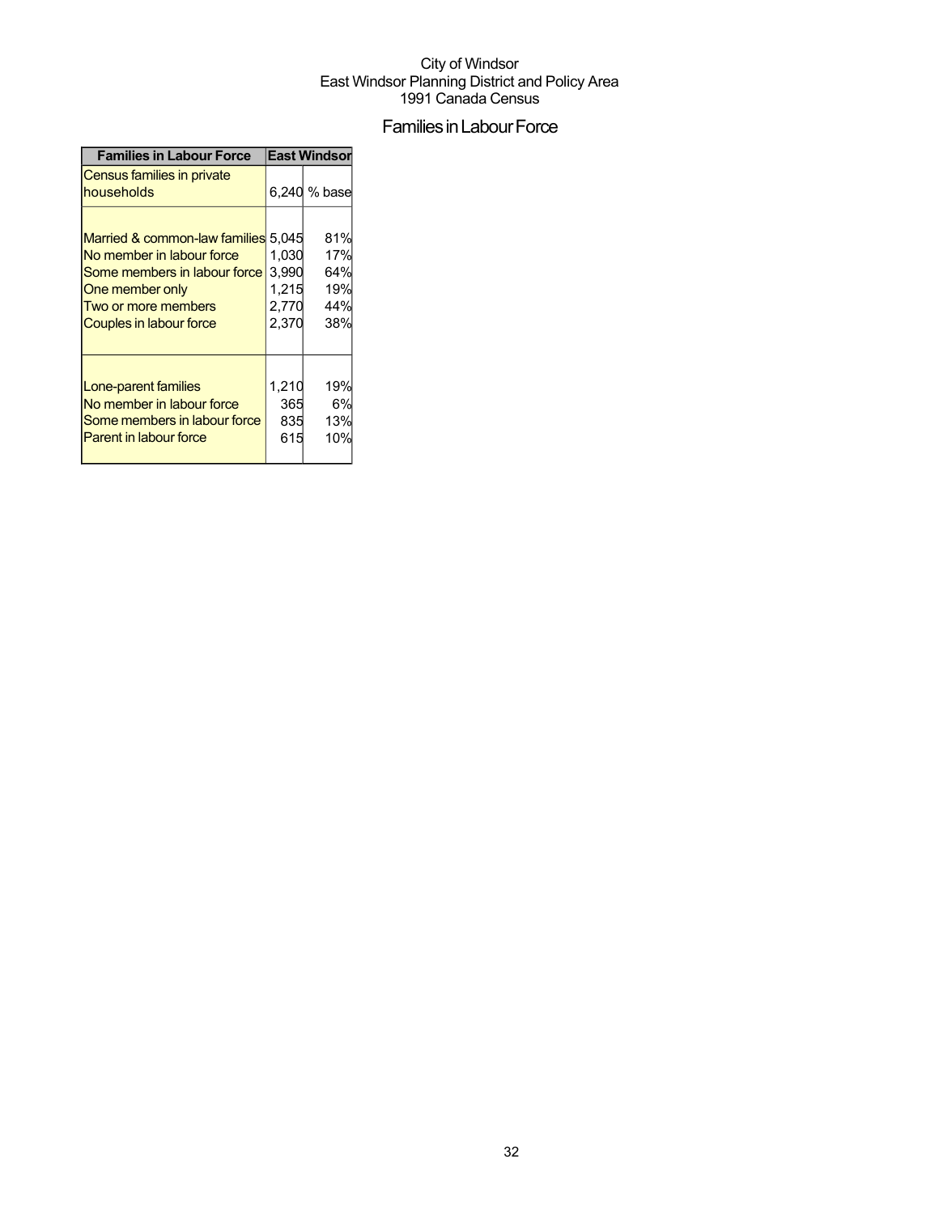City of Windsor
East Windsor Planning District and Policy Area
1991 Canada Census

# Families in Labour Force

| Families in Labour Force | East Windsor | |
|---|---|---|
| Census families in private households | 6,240 | % base |
| Married & common-law families | 5,045 | 81% |
| No member in labour force | 1,030 | 17% |
| Some members in labour force | 3,990 | 64% |
| One member only | 1,215 | 19% |
| Two or more members | 2,770 | 44% |
| Couples in labour force | 2,370 | 38% |
| Lone-parent families | 1,210 | 19% |
| No member in labour force | 365 | 6% |
| Some members in labour force | 835 | 13% |
| Parent in labour force | 615 | 10% |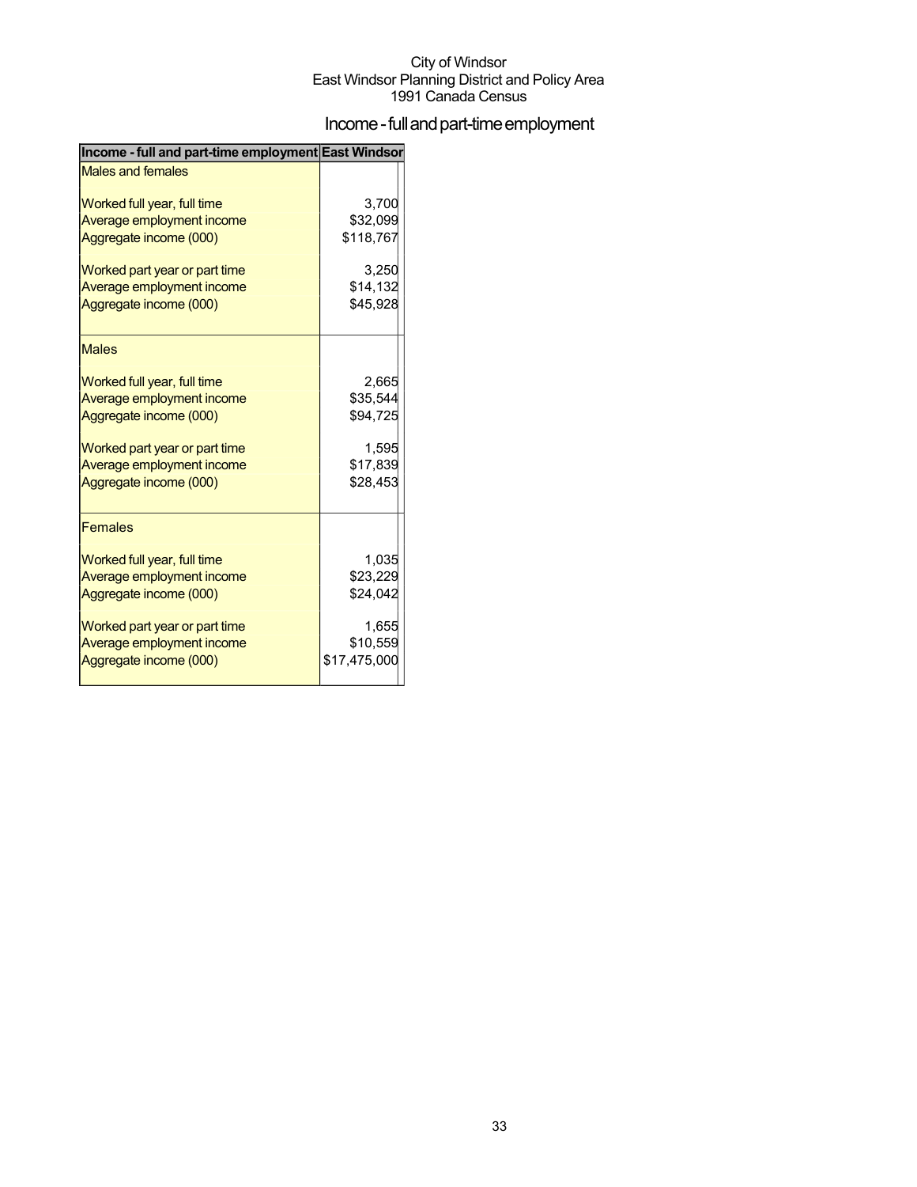City of Windsor
East Windsor Planning District and Policy Area
1991 Canada Census

# Income - full and part-time employment

| Income - full and part-time employment | East Windsor |
|---|---|
| Males and females | |
| Worked full year, full time | 3,700 |
| Average employment income | $32,099 |
| Aggregate income (000) | $118,767 |
| Worked part year or part time | 3,250 |
| Average employment income | $14,132 |
| Aggregate income (000) | $45,928 |
| Males | |
| Worked full year, full time | 2,665 |
| Average employment income | $35,544 |
| Aggregate income (000) | $94,725 |
| Worked part year or part time | 1,595 |
| Average employment income | $17,839 |
| Aggregate income (000) | $28,453 |
| Females | |
| Worked full year, full time | 1,035 |
| Average employment income | $23,229 |
| Aggregate income (000) | $24,042 |
| Worked part year or part time | 1,655 |
| Average employment income | $10,559 |
| Aggregate income (000) | $17,475,000 |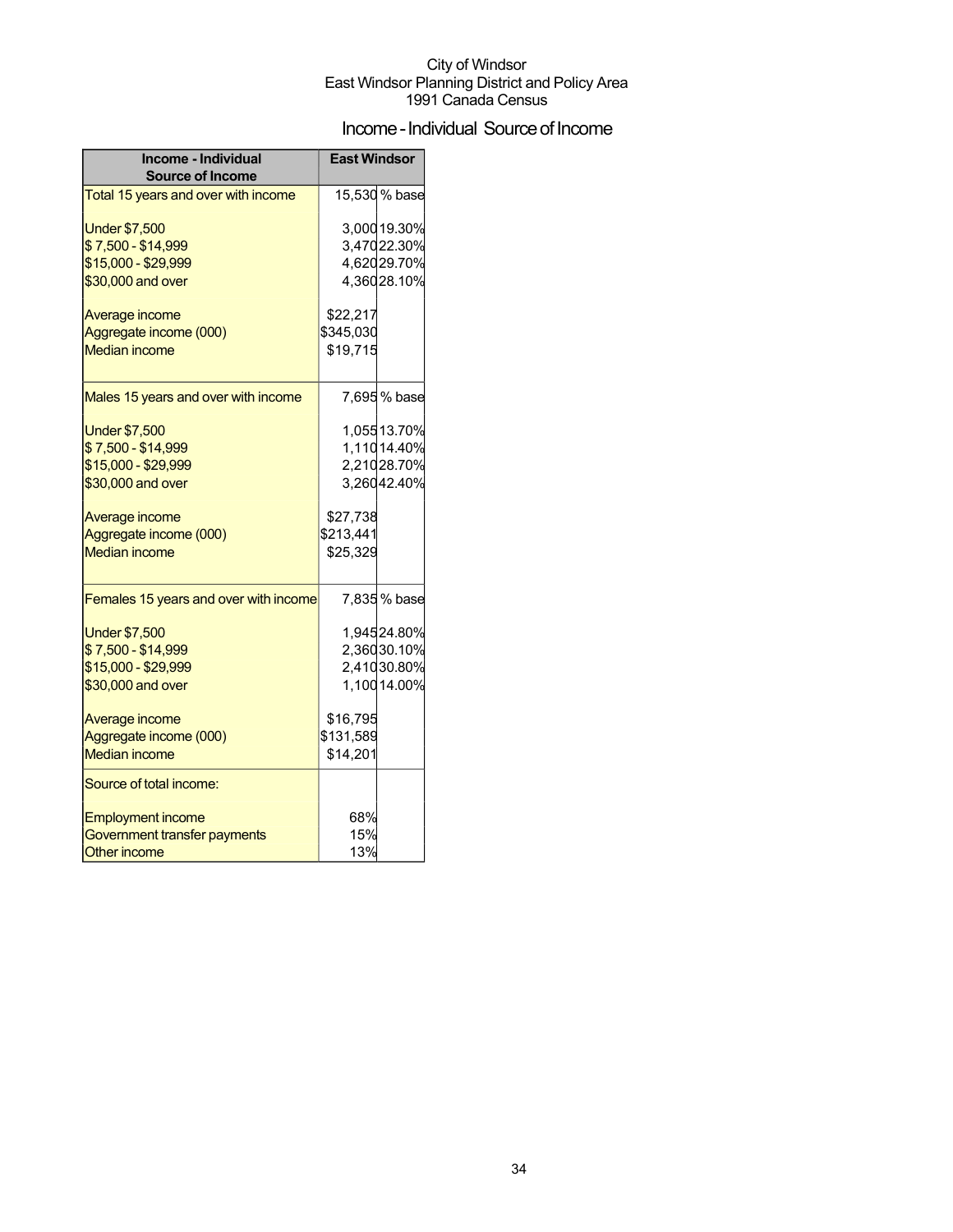City of Windsor
East Windsor Planning District and Policy Area
1991 Canada Census

# Income - Individual Source of Income

| Income - Individual Source of Income | East Windsor | |
|---|---|---|
| Total 15 years and over with income | 15,530 | % base |
| Under $7,500 | 3,000 | 19.30% |
| $ 7,500 - $14,999 | 3,470 | 22.30% |
| $15,000 - $29,999 | 4,620 | 29.70% |
| $30,000 and over | 4,360 | 28.10% |
| Average income | $22,217 | |
| Aggregate income (000) | $345,030 | |
| Median income | $19,715 | |
| Males 15 years and over with income | 7,695 | % base |
| Under $7,500 | 1,055 | 13.70% |
| $ 7,500 - $14,999 | 1,110 | 14.40% |
| $15,000 - $29,999 | 2,210 | 28.70% |
| $30,000 and over | 3,260 | 42.40% |
| Average income | $27,738 | |
| Aggregate income (000) | $213,441 | |
| Median income | $25,329 | |
| Females 15 years and over with income | 7,835 | % base |
| Under $7,500 | 1,945 | 24.80% |
| $ 7,500 - $14,999 | 2,360 | 30.10% |
| $15,000 - $29,999 | 2,410 | 30.80% |
| $30,000 and over | 1,100 | 14.00% |
| Average income | $16,795 | |
| Aggregate income (000) | $131,589 | |
| Median income | $14,201 | |
| Source of total income: | | |
| Employment income | 68% | |
| Government transfer payments | 15% | |
| Other income | 13% | |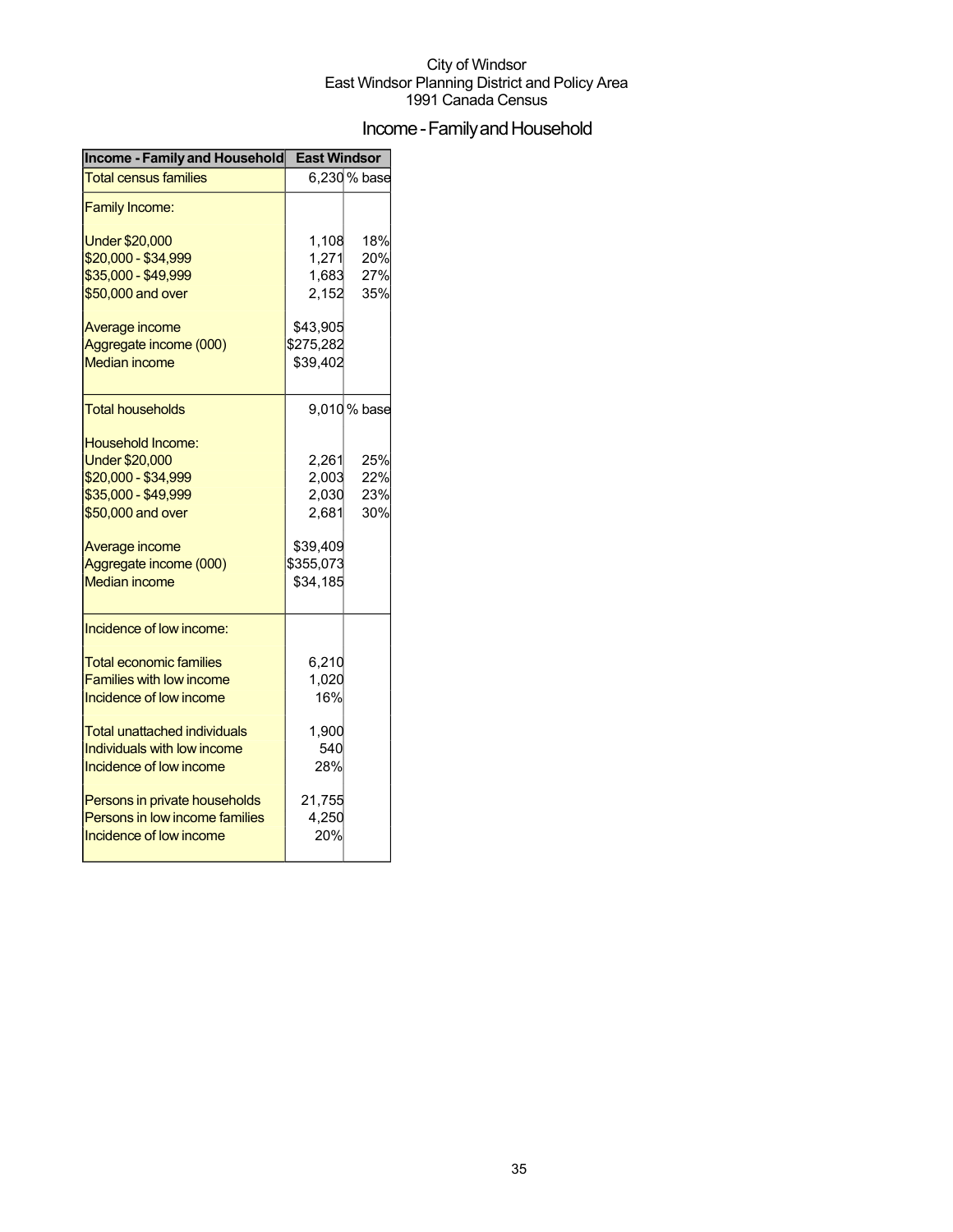City of Windsor
East Windsor Planning District and Policy Area
1991 Canada Census

# Income - Family and Household

| Income - Family and Household | East Windsor | |
|---|---|---|
| Total census families | 6,230 | % base |
| Family Income: | | |
| Under $20,000 | 1,108 | 18% |
| $20,000 - $34,999 | 1,271 | 20% |
| $35,000 - $49,999 | 1,683 | 27% |
| $50,000 and over | 2,152 | 35% |
| Average income | $43,905 | |
| Aggregate income (000) | $275,282 | |
| Median income | $39,402 | |
| Total households | 9,010 | % base |
| Household Income: | | |
| Under $20,000 | 2,261 | 25% |
| $20,000 - $34,999 | 2,003 | 22% |
| $35,000 - $49,999 | 2,030 | 23% |
| $50,000 and over | 2,681 | 30% |
| Average income | $39,409 | |
| Aggregate income (000) | $355,073 | |
| Median income | $34,185 | |
| Incidence of low income: | | |
| Total economic families | 6,210 | |
| Families with low income | 1,020 | |
| Incidence of low income | 16% | |
| Total unattached individuals | 1,900 | |
| Individuals with low income | 540 | |
| Incidence of low income | 28% | |
| Persons in private households | 21,755 | |
| Persons in low income families | 4,250 | |
| Incidence of low income | 20% | |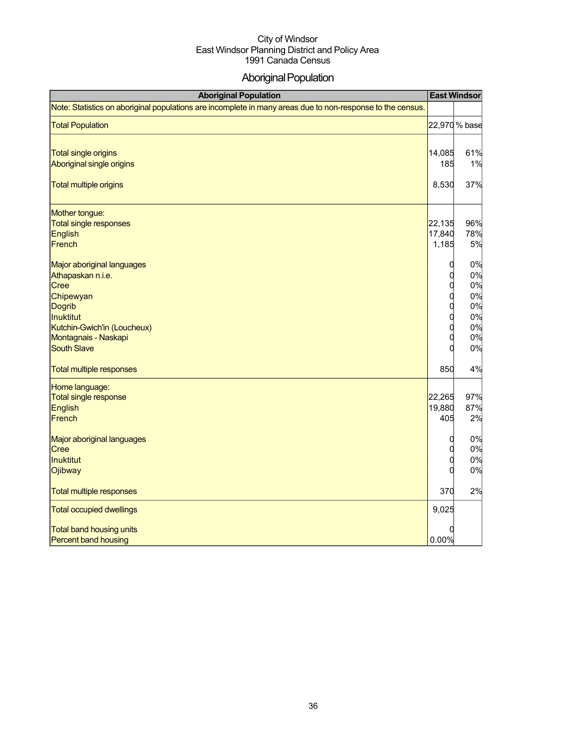City of Windsor
East Windsor Planning District and Policy Area
1991 Canada Census

# Aboriginal Population

| Aboriginal Population | East Windsor | |
|---|---|---|
| Note: Statistics on aboriginal populations are incomplete in many areas due to non-response to the census. | | |
| Total Population | 22,970 | % base |
| Total single origins | 14,085 | 61% |
| Aboriginal single origins | 185 | 1% |
| Total multiple origins | 8,530 | 37% |
| Mother tongue: | | |
| Total single responses | 22,135 | 96% |
| English | 17,840 | 78% |
| French | 1,185 | 5% |
| Major aboriginal languages | 0 | 0% |
| Athapaskan n.i.e. | 0 | 0% |
| Cree | 0 | 0% |
| Chipewyan | 0 | 0% |
| Dogrib | 0 | 0% |
| Inuktitut | 0 | 0% |
| Kutchin-Gwich'in (Loucheux) | 0 | 0% |
| Montagnais - Naskapi | 0 | 0% |
| South Slave | 0 | 0% |
| Total multiple responses | 850 | 4% |
| Home language: | | |
| Total single response | 22,265 | 97% |
| English | 19,880 | 87% |
| French | 405 | 2% |
| Major aboriginal languages | 0 | 0% |
| Cree | 0 | 0% |
| Inuktitut | 0 | 0% |
| Ojibway | 0 | 0% |
| Total multiple responses | 370 | 2% |
| Total occupied dwellings | 9,025 | |
| Total band housing units | 0 | |
| Percent band housing | 0.00% | |